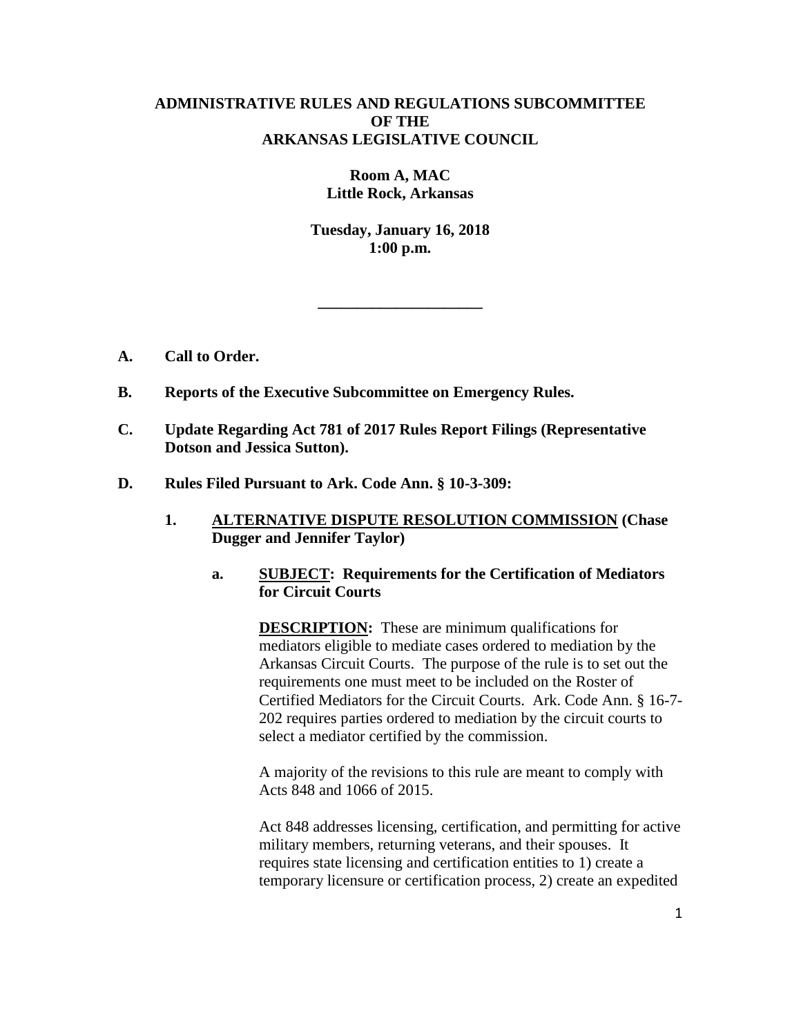**ADMINISTRATIVE RULES AND REGULATIONS SUBCOMMITTEE**
**OF THE**
**ARKANSAS LEGISLATIVE COUNCIL**

**Room A, MAC**
**Little Rock, Arkansas**

**Tuesday, January 16, 2018**
**1:00 p.m.**

---

**A. Call to Order.**

**B. Reports of the Executive Subcommittee on Emergency Rules.**

**C. Update Regarding Act 781 of 2017 Rules Report Filings (Representative Dotson and Jessica Sutton).**

**D. Rules Filed Pursuant to Ark. Code Ann. § 10-3-309:**

**1. <u>ALTERNATIVE DISPUTE RESOLUTION COMMISSION</u> (Chase Dugger and Jennifer Taylor)**

**a. <u>SUBJECT</u>: Requirements for the Certification of Mediators for Circuit Courts**

**<u>DESCRIPTION</u>:** These are minimum qualifications for mediators eligible to mediate cases ordered to mediation by the Arkansas Circuit Courts. The purpose of the rule is to set out the requirements one must meet to be included on the Roster of Certified Mediators for the Circuit Courts. Ark. Code Ann. § 16-7-202 requires parties ordered to mediation by the circuit courts to select a mediator certified by the commission.

A majority of the revisions to this rule are meant to comply with Acts 848 and 1066 of 2015.

Act 848 addresses licensing, certification, and permitting for active military members, returning veterans, and their spouses. It requires state licensing and certification entities to 1) create a temporary licensure or certification process, 2) create an expedited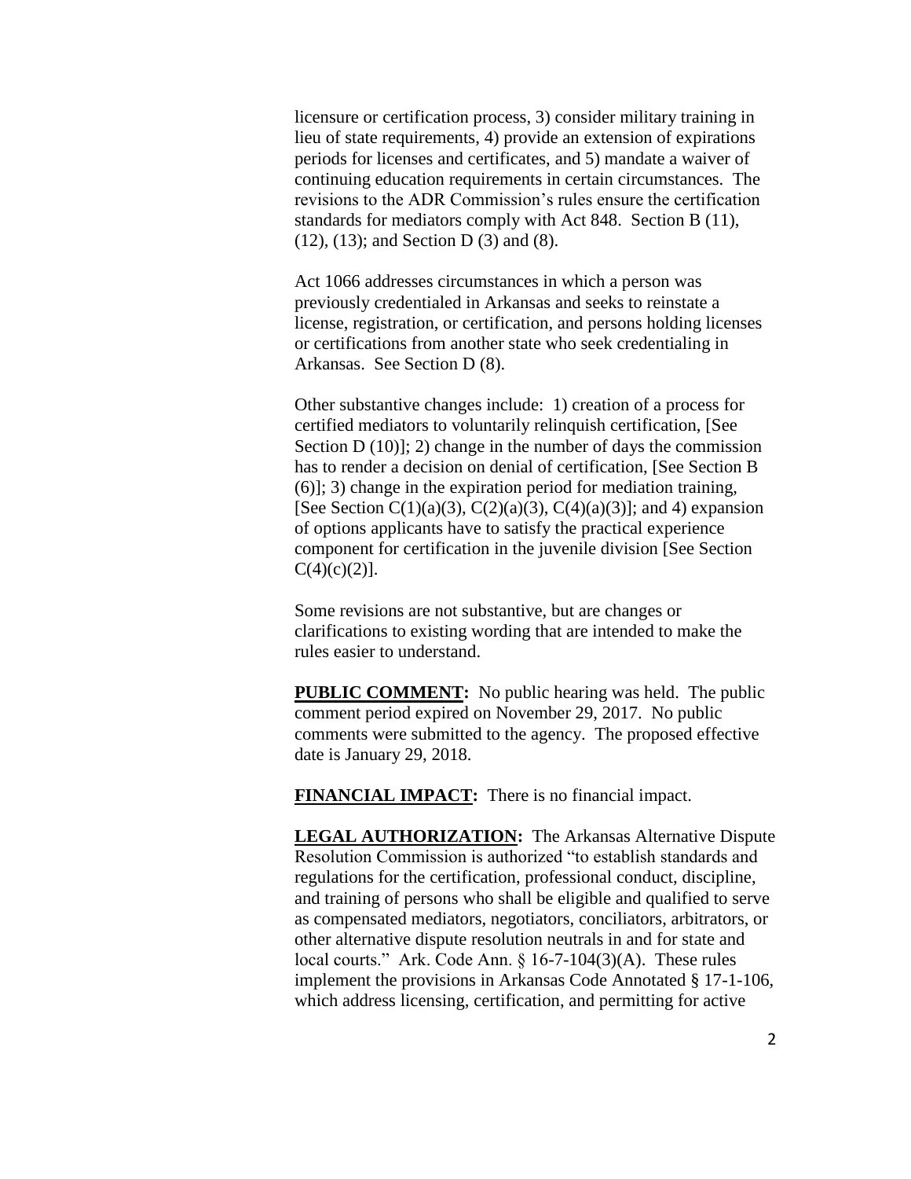licensure or certification process, 3) consider military training in lieu of state requirements, 4) provide an extension of expirations periods for licenses and certificates, and 5) mandate a waiver of continuing education requirements in certain circumstances. The revisions to the ADR Commission's rules ensure the certification standards for mediators comply with Act 848. Section B (11), (12), (13); and Section D (3) and (8).

Act 1066 addresses circumstances in which a person was previously credentialed in Arkansas and seeks to reinstate a license, registration, or certification, and persons holding licenses or certifications from another state who seek credentialing in Arkansas. See Section D (8).

Other substantive changes include: 1) creation of a process for certified mediators to voluntarily relinquish certification, [See Section D (10)]; 2) change in the number of days the commission has to render a decision on denial of certification, [See Section B (6)]; 3) change in the expiration period for mediation training, [See Section C(1)(a)(3), C(2)(a)(3), C(4)(a)(3)]; and 4) expansion of options applicants have to satisfy the practical experience component for certification in the juvenile division [See Section C(4)(c)(2)].

Some revisions are not substantive, but are changes or clarifications to existing wording that are intended to make the rules easier to understand.

**PUBLIC COMMENT:** No public hearing was held. The public comment period expired on November 29, 2017. No public comments were submitted to the agency. The proposed effective date is January 29, 2018.

**FINANCIAL IMPACT:** There is no financial impact.

**LEGAL AUTHORIZATION:** The Arkansas Alternative Dispute Resolution Commission is authorized "to establish standards and regulations for the certification, professional conduct, discipline, and training of persons who shall be eligible and qualified to serve as compensated mediators, negotiators, conciliators, arbitrators, or other alternative dispute resolution neutrals in and for state and local courts." Ark. Code Ann. § 16-7-104(3)(A). These rules implement the provisions in Arkansas Code Annotated § 17-1-106, which address licensing, certification, and permitting for active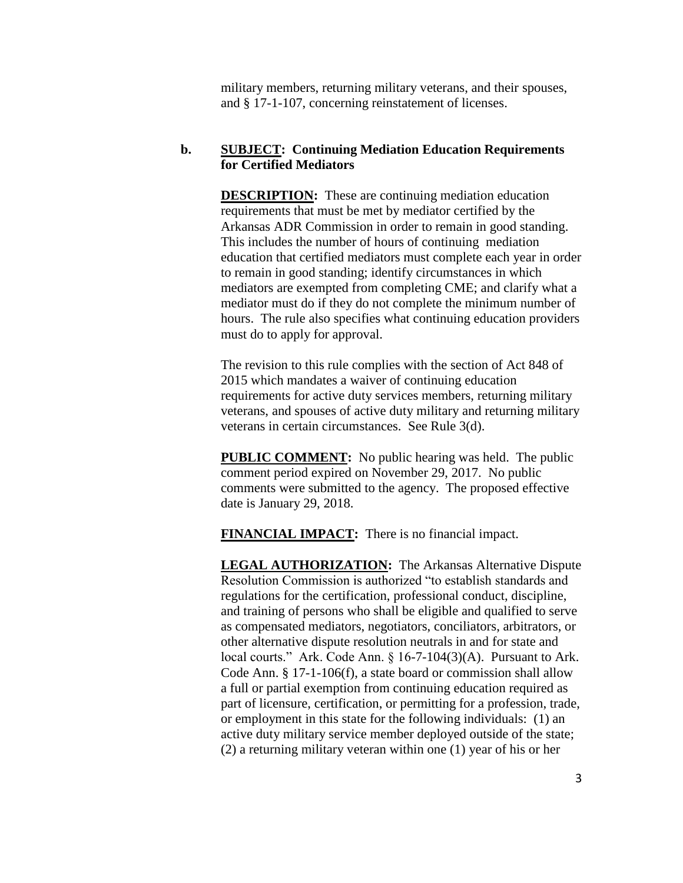military members, returning military veterans, and their spouses, and § 17-1-107, concerning reinstatement of licenses.

**b. <u>SUBJECT</u>: Continuing Mediation Education Requirements for Certified Mediators**

**<u>DESCRIPTION</u>:** These are continuing mediation education requirements that must be met by mediator certified by the Arkansas ADR Commission in order to remain in good standing. This includes the number of hours of continuing mediation education that certified mediators must complete each year in order to remain in good standing; identify circumstances in which mediators are exempted from completing CME; and clarify what a mediator must do if they do not complete the minimum number of hours. The rule also specifies what continuing education providers must do to apply for approval.

The revision to this rule complies with the section of Act 848 of 2015 which mandates a waiver of continuing education requirements for active duty services members, returning military veterans, and spouses of active duty military and returning military veterans in certain circumstances. See Rule 3(d).

**<u>PUBLIC COMMENT</u>:** No public hearing was held. The public comment period expired on November 29, 2017. No public comments were submitted to the agency. The proposed effective date is January 29, 2018.

**<u>FINANCIAL IMPACT</u>:** There is no financial impact.

**<u>LEGAL AUTHORIZATION</u>:** The Arkansas Alternative Dispute Resolution Commission is authorized "to establish standards and regulations for the certification, professional conduct, discipline, and training of persons who shall be eligible and qualified to serve as compensated mediators, negotiators, conciliators, arbitrators, or other alternative dispute resolution neutrals in and for state and local courts." Ark. Code Ann. § 16-7-104(3)(A). Pursuant to Ark. Code Ann. § 17-1-106(f), a state board or commission shall allow a full or partial exemption from continuing education required as part of licensure, certification, or permitting for a profession, trade, or employment in this state for the following individuals: (1) an active duty military service member deployed outside of the state; (2) a returning military veteran within one (1) year of his or her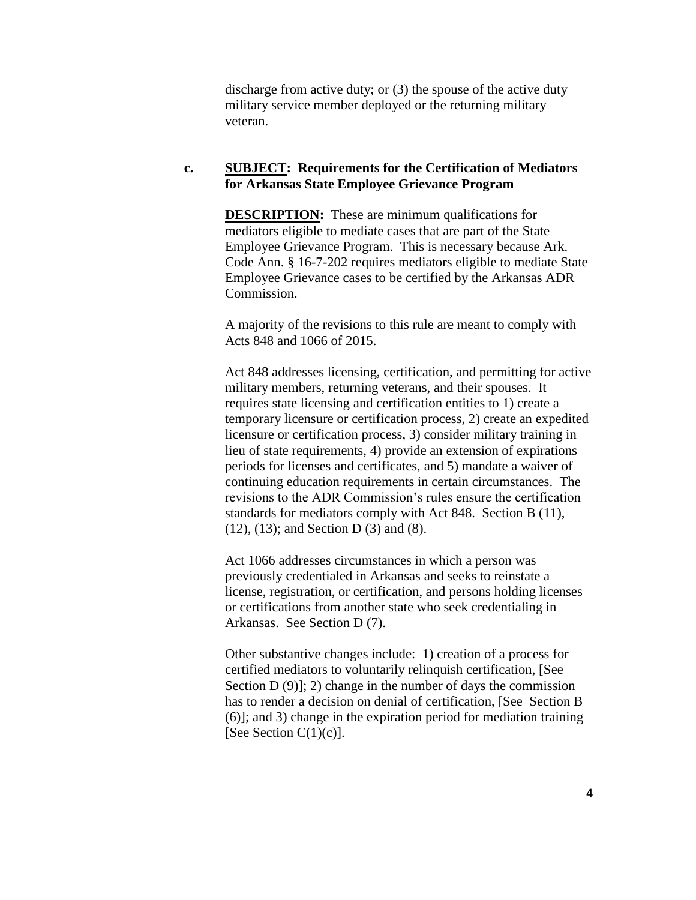discharge from active duty; or (3) the spouse of the active duty military service member deployed or the returning military veteran.

**c. SUBJECT: Requirements for the Certification of Mediators for Arkansas State Employee Grievance Program**

**DESCRIPTION:** These are minimum qualifications for mediators eligible to mediate cases that are part of the State Employee Grievance Program. This is necessary because Ark. Code Ann. § 16-7-202 requires mediators eligible to mediate State Employee Grievance cases to be certified by the Arkansas ADR Commission.

A majority of the revisions to this rule are meant to comply with Acts 848 and 1066 of 2015.

Act 848 addresses licensing, certification, and permitting for active military members, returning veterans, and their spouses. It requires state licensing and certification entities to 1) create a temporary licensure or certification process, 2) create an expedited licensure or certification process, 3) consider military training in lieu of state requirements, 4) provide an extension of expirations periods for licenses and certificates, and 5) mandate a waiver of continuing education requirements in certain circumstances. The revisions to the ADR Commission's rules ensure the certification standards for mediators comply with Act 848. Section B (11), (12), (13); and Section D (3) and (8).

Act 1066 addresses circumstances in which a person was previously credentialed in Arkansas and seeks to reinstate a license, registration, or certification, and persons holding licenses or certifications from another state who seek credentialing in Arkansas. See Section D (7).

Other substantive changes include: 1) creation of a process for certified mediators to voluntarily relinquish certification, [See Section D (9)]; 2) change in the number of days the commission has to render a decision on denial of certification, [See Section B (6)]; and 3) change in the expiration period for mediation training [See Section C(1)(c)].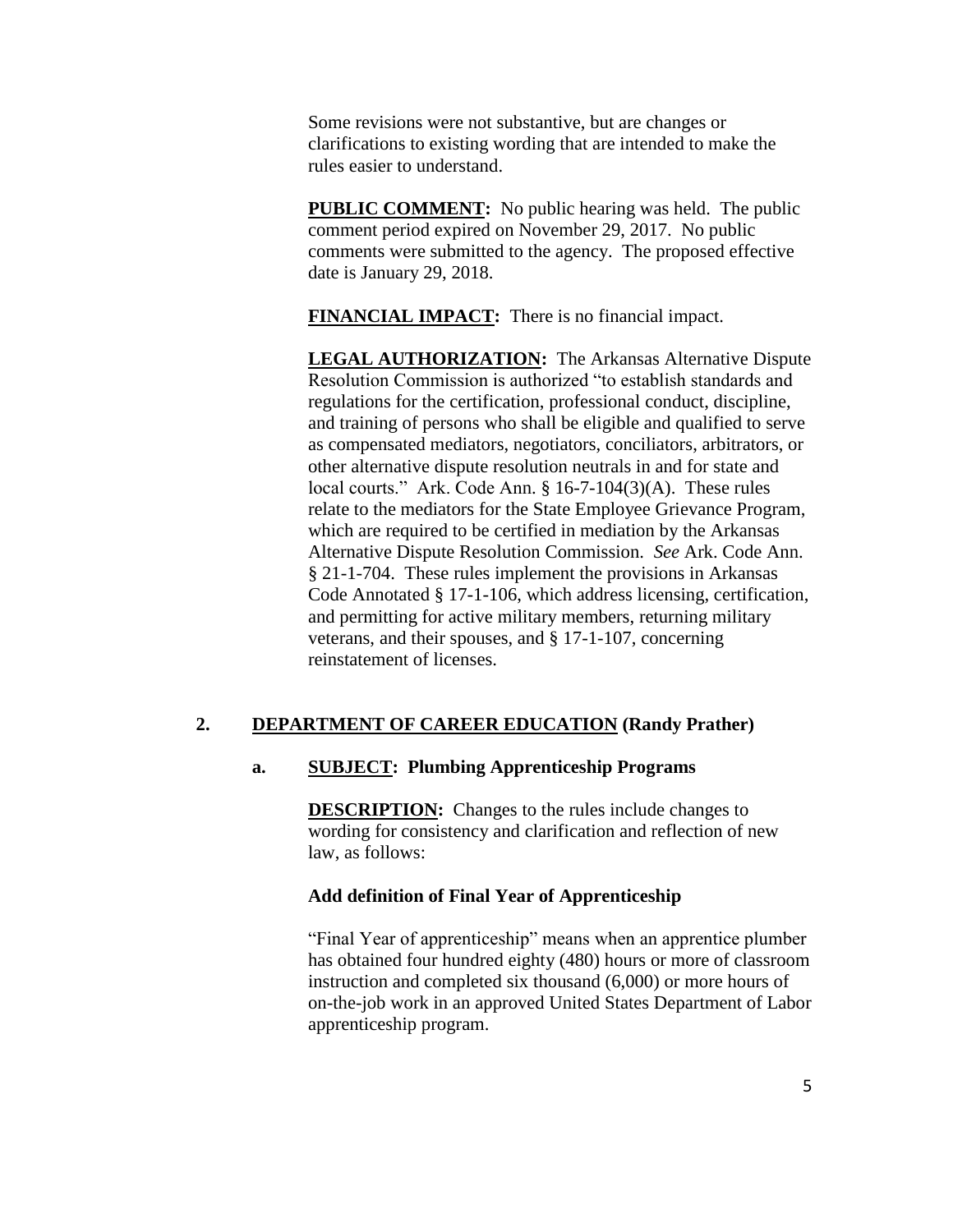Some revisions were not substantive, but are changes or clarifications to existing wording that are intended to make the rules easier to understand.

**PUBLIC COMMENT:** No public hearing was held. The public comment period expired on November 29, 2017. No public comments were submitted to the agency. The proposed effective date is January 29, 2018.

**FINANCIAL IMPACT:** There is no financial impact.

**LEGAL AUTHORIZATION:** The Arkansas Alternative Dispute Resolution Commission is authorized "to establish standards and regulations for the certification, professional conduct, discipline, and training of persons who shall be eligible and qualified to serve as compensated mediators, negotiators, conciliators, arbitrators, or other alternative dispute resolution neutrals in and for state and local courts." Ark. Code Ann. § 16-7-104(3)(A). These rules relate to the mediators for the State Employee Grievance Program, which are required to be certified in mediation by the Arkansas Alternative Dispute Resolution Commission. *See* Ark. Code Ann. § 21-1-704. These rules implement the provisions in Arkansas Code Annotated § 17-1-106, which address licensing, certification, and permitting for active military members, returning military veterans, and their spouses, and § 17-1-107, concerning reinstatement of licenses.

**2. DEPARTMENT OF CAREER EDUCATION (Randy Prather)**

**a. SUBJECT: Plumbing Apprenticeship Programs**

**DESCRIPTION:** Changes to the rules include changes to wording for consistency and clarification and reflection of new law, as follows:

**Add definition of Final Year of Apprenticeship**

"Final Year of apprenticeship" means when an apprentice plumber has obtained four hundred eighty (480) hours or more of classroom instruction and completed six thousand (6,000) or more hours of on-the-job work in an approved United States Department of Labor apprenticeship program.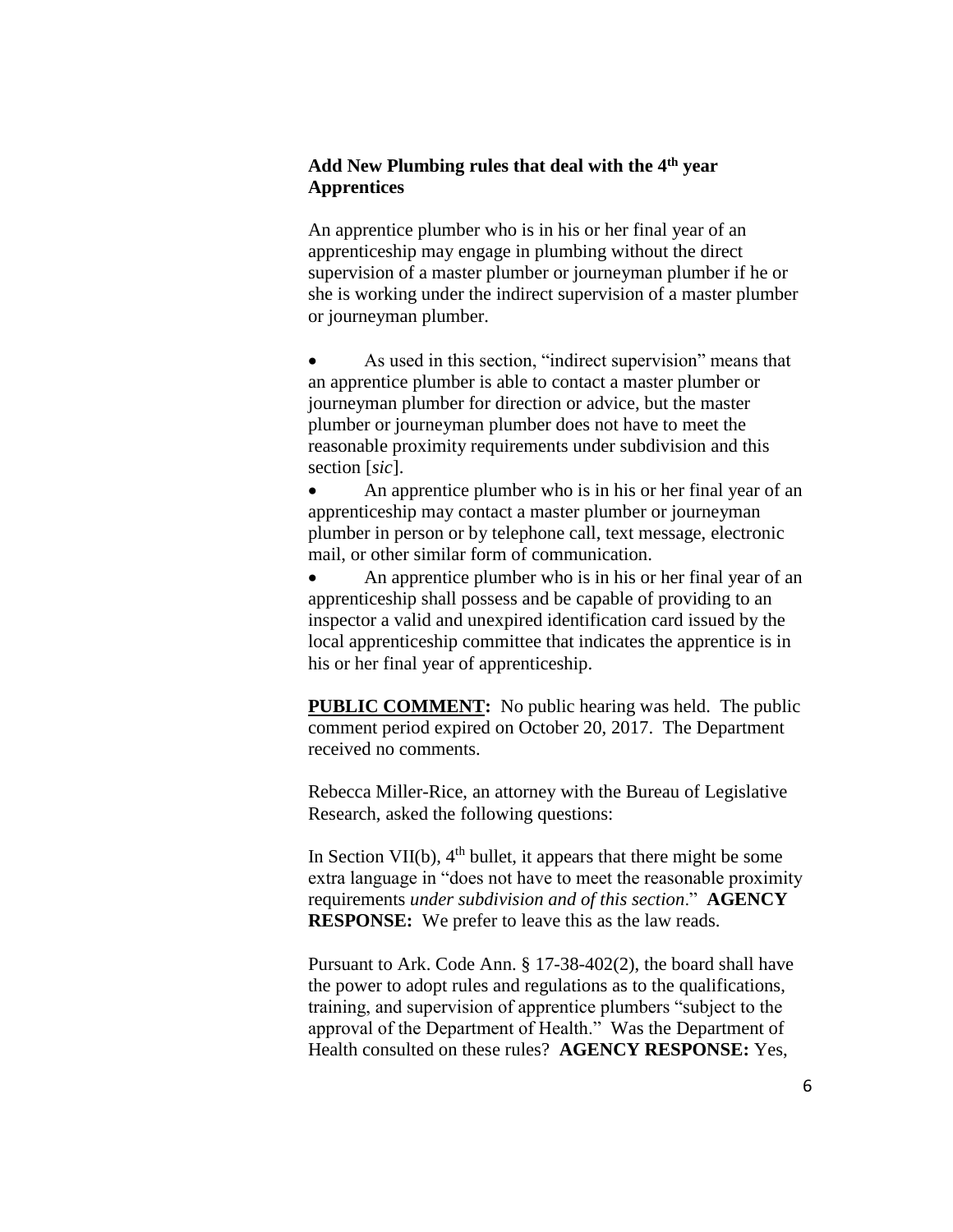**Add New Plumbing rules that deal with the 4th year Apprentices**

An apprentice plumber who is in his or her final year of an apprenticeship may engage in plumbing without the direct supervision of a master plumber or journeyman plumber if he or she is working under the indirect supervision of a master plumber or journeyman plumber.

- As used in this section, "indirect supervision" means that an apprentice plumber is able to contact a master plumber or journeyman plumber for direction or advice, but the master plumber or journeyman plumber does not have to meet the reasonable proximity requirements under subdivision and this section [*sic*].
- An apprentice plumber who is in his or her final year of an apprenticeship may contact a master plumber or journeyman plumber in person or by telephone call, text message, electronic mail, or other similar form of communication.
- An apprentice plumber who is in his or her final year of an apprenticeship shall possess and be capable of providing to an inspector a valid and unexpired identification card issued by the local apprenticeship committee that indicates the apprentice is in his or her final year of apprenticeship.

**PUBLIC COMMENT:** No public hearing was held. The public comment period expired on October 20, 2017. The Department received no comments.

Rebecca Miller-Rice, an attorney with the Bureau of Legislative Research, asked the following questions:

In Section VII(b), 4th bullet, it appears that there might be some extra language in "does not have to meet the reasonable proximity requirements *under subdivision and of this section*." **AGENCY RESPONSE:** We prefer to leave this as the law reads.

Pursuant to Ark. Code Ann. § 17-38-402(2), the board shall have the power to adopt rules and regulations as to the qualifications, training, and supervision of apprentice plumbers "subject to the approval of the Department of Health." Was the Department of Health consulted on these rules? **AGENCY RESPONSE:** Yes,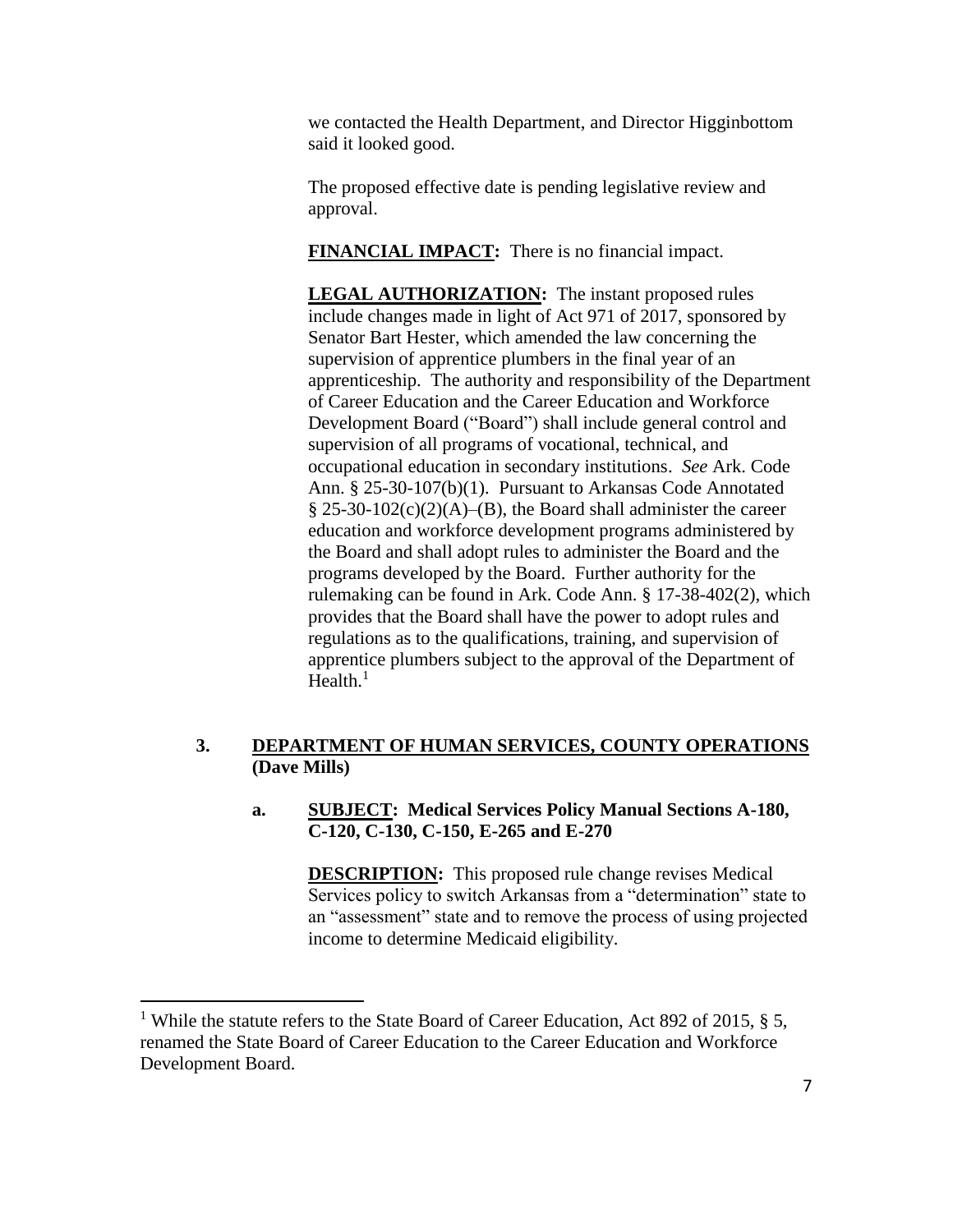we contacted the Health Department, and Director Higginbottom said it looked good.

The proposed effective date is pending legislative review and approval.

**FINANCIAL IMPACT:** There is no financial impact.

**LEGAL AUTHORIZATION:** The instant proposed rules include changes made in light of Act 971 of 2017, sponsored by Senator Bart Hester, which amended the law concerning the supervision of apprentice plumbers in the final year of an apprenticeship. The authority and responsibility of the Department of Career Education and the Career Education and Workforce Development Board ("Board") shall include general control and supervision of all programs of vocational, technical, and occupational education in secondary institutions. *See* Ark. Code Ann. § 25-30-107(b)(1). Pursuant to Arkansas Code Annotated § 25-30-102(c)(2)(A)–(B), the Board shall administer the career education and workforce development programs administered by the Board and shall adopt rules to administer the Board and the programs developed by the Board. Further authority for the rulemaking can be found in Ark. Code Ann. § 17-38-402(2), which provides that the Board shall have the power to adopt rules and regulations as to the qualifications, training, and supervision of apprentice plumbers subject to the approval of the Department of Health.[1]

**3. DEPARTMENT OF HUMAN SERVICES, COUNTY OPERATIONS (Dave Mills)**

**a. SUBJECT: Medical Services Policy Manual Sections A-180, C-120, C-130, C-150, E-265 and E-270**

**DESCRIPTION:** This proposed rule change revises Medical Services policy to switch Arkansas from a "determination" state to an "assessment" state and to remove the process of using projected income to determine Medicaid eligibility.

---

[1] While the statute refers to the State Board of Career Education, Act 892 of 2015, § 5, renamed the State Board of Career Education to the Career Education and Workforce Development Board.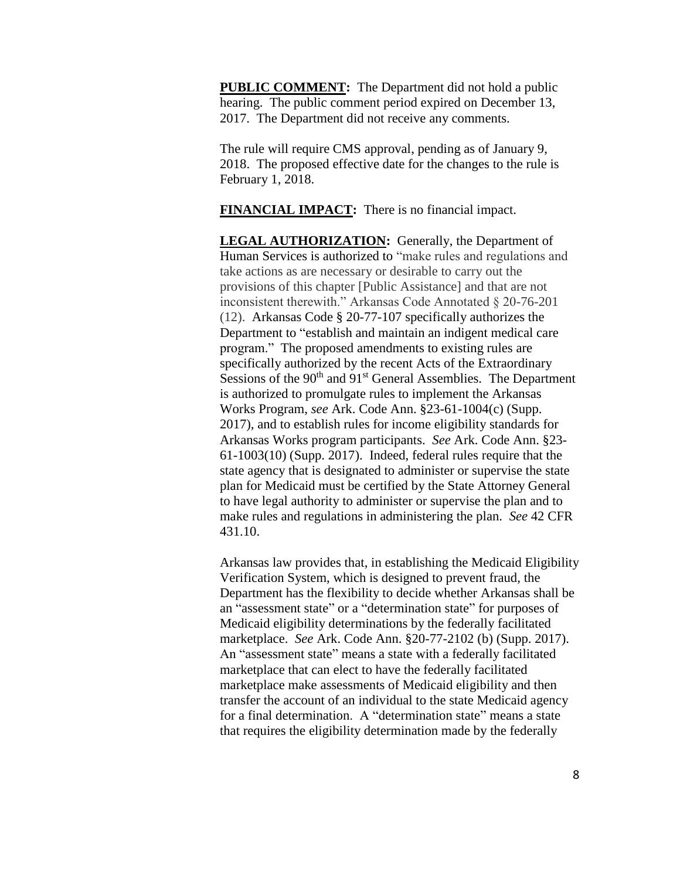**PUBLIC COMMENT:** The Department did not hold a public hearing. The public comment period expired on December 13, 2017. The Department did not receive any comments.

The rule will require CMS approval, pending as of January 9, 2018. The proposed effective date for the changes to the rule is February 1, 2018.

**FINANCIAL IMPACT:** There is no financial impact.

**LEGAL AUTHORIZATION:** Generally, the Department of Human Services is authorized to "make rules and regulations and take actions as are necessary or desirable to carry out the provisions of this chapter [Public Assistance] and that are not inconsistent therewith." Arkansas Code Annotated § 20-76-201 (12). Arkansas Code § 20-77-107 specifically authorizes the Department to "establish and maintain an indigent medical care program." The proposed amendments to existing rules are specifically authorized by the recent Acts of the Extraordinary Sessions of the 90th and 91st General Assemblies. The Department is authorized to promulgate rules to implement the Arkansas Works Program, *see* Ark. Code Ann. §23-61-1004(c) (Supp. 2017), and to establish rules for income eligibility standards for Arkansas Works program participants. *See* Ark. Code Ann. §23-61-1003(10) (Supp. 2017). Indeed, federal rules require that the state agency that is designated to administer or supervise the state plan for Medicaid must be certified by the State Attorney General to have legal authority to administer or supervise the plan and to make rules and regulations in administering the plan. *See* 42 CFR 431.10.

Arkansas law provides that, in establishing the Medicaid Eligibility Verification System, which is designed to prevent fraud, the Department has the flexibility to decide whether Arkansas shall be an "assessment state" or a "determination state" for purposes of Medicaid eligibility determinations by the federally facilitated marketplace. *See* Ark. Code Ann. §20-77-2102 (b) (Supp. 2017). An "assessment state" means a state with a federally facilitated marketplace that can elect to have the federally facilitated marketplace make assessments of Medicaid eligibility and then transfer the account of an individual to the state Medicaid agency for a final determination. A "determination state" means a state that requires the eligibility determination made by the federally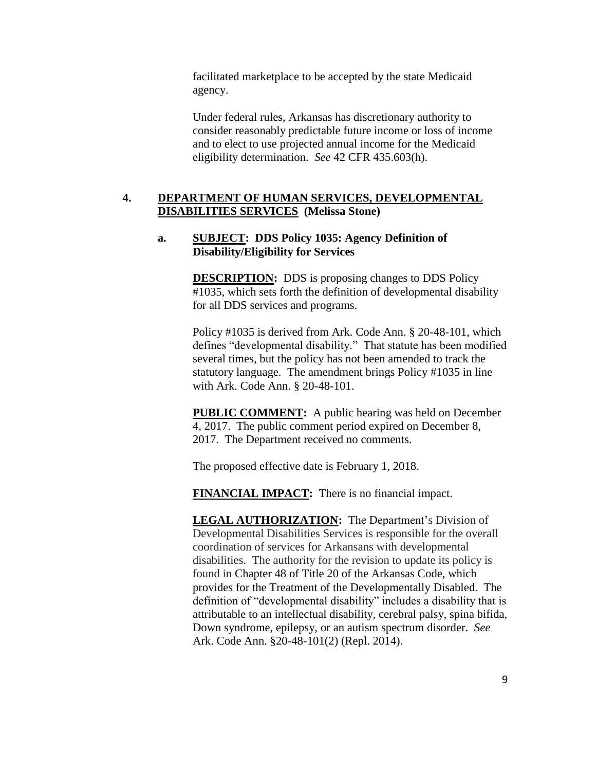facilitated marketplace to be accepted by the state Medicaid agency.

Under federal rules, Arkansas has discretionary authority to consider reasonably predictable future income or loss of income and to elect to use projected annual income for the Medicaid eligibility determination. *See* 42 CFR 435.603(h).

**4. DEPARTMENT OF HUMAN SERVICES, DEVELOPMENTAL DISABILITIES SERVICES (Melissa Stone)**

**a. SUBJECT: DDS Policy 1035: Agency Definition of Disability/Eligibility for Services**

**DESCRIPTION:** DDS is proposing changes to DDS Policy #1035, which sets forth the definition of developmental disability for all DDS services and programs.

Policy #1035 is derived from Ark. Code Ann. § 20-48-101, which defines "developmental disability." That statute has been modified several times, but the policy has not been amended to track the statutory language. The amendment brings Policy #1035 in line with Ark. Code Ann. § 20-48-101.

**PUBLIC COMMENT:** A public hearing was held on December 4, 2017. The public comment period expired on December 8, 2017. The Department received no comments.

The proposed effective date is February 1, 2018.

**FINANCIAL IMPACT:** There is no financial impact.

**LEGAL AUTHORIZATION:** The Department's Division of Developmental Disabilities Services is responsible for the overall coordination of services for Arkansans with developmental disabilities. The authority for the revision to update its policy is found in Chapter 48 of Title 20 of the Arkansas Code, which provides for the Treatment of the Developmentally Disabled. The definition of "developmental disability" includes a disability that is attributable to an intellectual disability, cerebral palsy, spina bifida, Down syndrome, epilepsy, or an autism spectrum disorder. *See* Ark. Code Ann. §20-48-101(2) (Repl. 2014).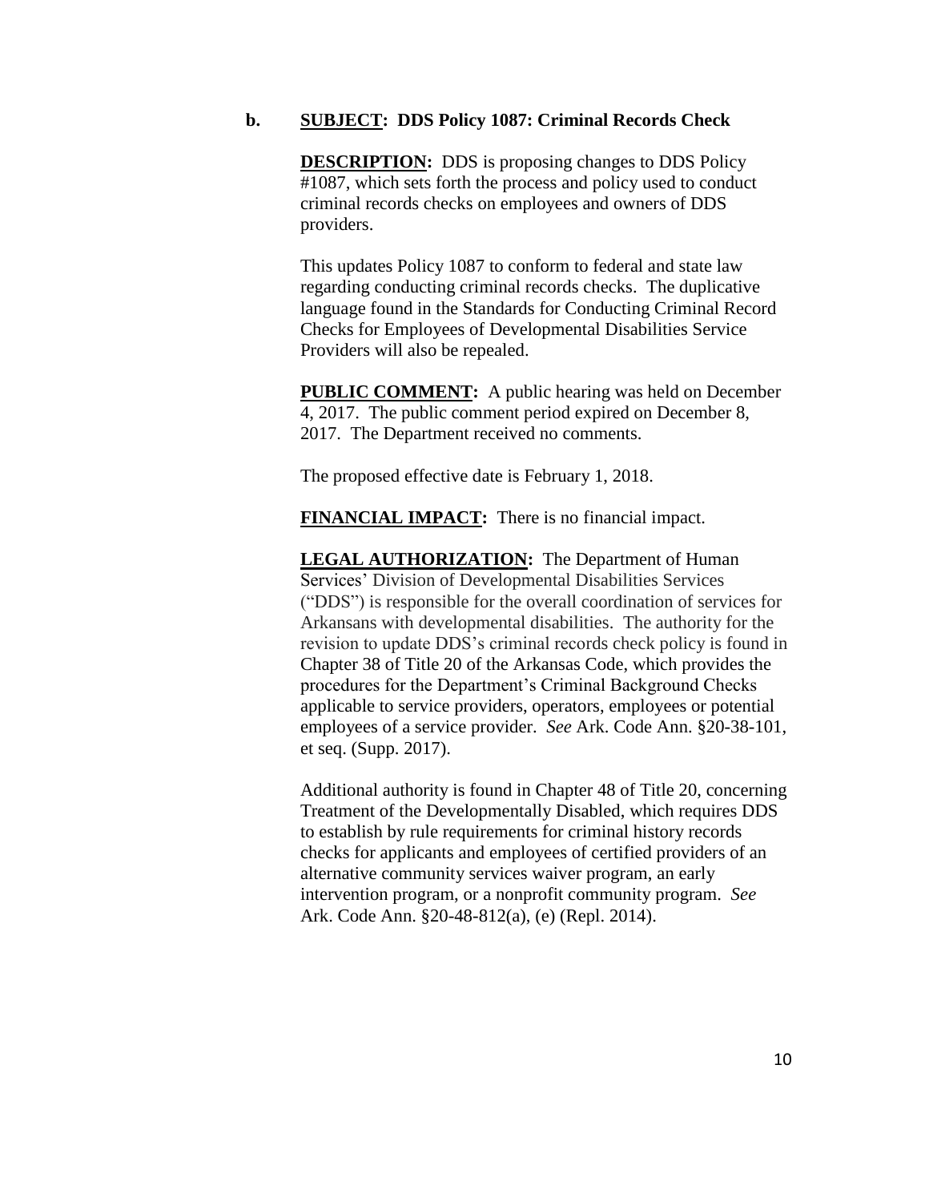**b.** **<u>SUBJECT</u>: DDS Policy 1087: Criminal Records Check**

**<u>DESCRIPTION</u>:** DDS is proposing changes to DDS Policy #1087, which sets forth the process and policy used to conduct criminal records checks on employees and owners of DDS providers.

This updates Policy 1087 to conform to federal and state law regarding conducting criminal records checks. The duplicative language found in the Standards for Conducting Criminal Record Checks for Employees of Developmental Disabilities Service Providers will also be repealed.

**<u>PUBLIC COMMENT</u>:** A public hearing was held on December 4, 2017. The public comment period expired on December 8, 2017. The Department received no comments.

The proposed effective date is February 1, 2018.

**<u>FINANCIAL IMPACT</u>:** There is no financial impact.

**<u>LEGAL AUTHORIZATION</u>:** The Department of Human Services' Division of Developmental Disabilities Services ("DDS") is responsible for the overall coordination of services for Arkansans with developmental disabilities. The authority for the revision to update DDS's criminal records check policy is found in Chapter 38 of Title 20 of the Arkansas Code, which provides the procedures for the Department's Criminal Background Checks applicable to service providers, operators, employees or potential employees of a service provider. *See* Ark. Code Ann. §20-38-101, et seq. (Supp. 2017).

Additional authority is found in Chapter 48 of Title 20, concerning Treatment of the Developmentally Disabled, which requires DDS to establish by rule requirements for criminal history records checks for applicants and employees of certified providers of an alternative community services waiver program, an early intervention program, or a nonprofit community program. *See* Ark. Code Ann. §20-48-812(a), (e) (Repl. 2014).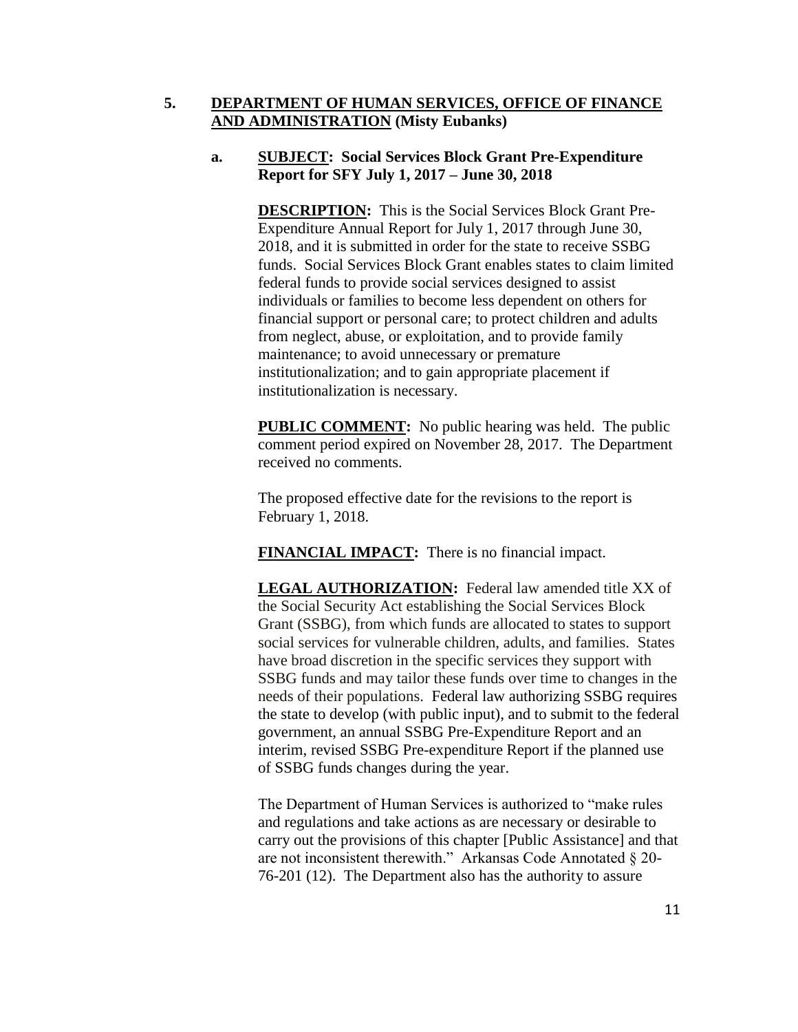**5. <u>DEPARTMENT OF HUMAN SERVICES, OFFICE OF FINANCE AND ADMINISTRATION</u> (Misty Eubanks)**

**a. <u>SUBJECT</u>: Social Services Block Grant Pre-Expenditure Report for SFY July 1, 2017 – June 30, 2018**

**<u>DESCRIPTION</u>:** This is the Social Services Block Grant Pre-Expenditure Annual Report for July 1, 2017 through June 30, 2018, and it is submitted in order for the state to receive SSBG funds. Social Services Block Grant enables states to claim limited federal funds to provide social services designed to assist individuals or families to become less dependent on others for financial support or personal care; to protect children and adults from neglect, abuse, or exploitation, and to provide family maintenance; to avoid unnecessary or premature institutionalization; and to gain appropriate placement if institutionalization is necessary.

**<u>PUBLIC COMMENT</u>:** No public hearing was held. The public comment period expired on November 28, 2017. The Department received no comments.

The proposed effective date for the revisions to the report is February 1, 2018.

**<u>FINANCIAL IMPACT</u>:** There is no financial impact.

**<u>LEGAL AUTHORIZATION</u>:** Federal law amended title XX of the Social Security Act establishing the Social Services Block Grant (SSBG), from which funds are allocated to states to support social services for vulnerable children, adults, and families. States have broad discretion in the specific services they support with SSBG funds and may tailor these funds over time to changes in the needs of their populations. Federal law authorizing SSBG requires the state to develop (with public input), and to submit to the federal government, an annual SSBG Pre-Expenditure Report and an interim, revised SSBG Pre-expenditure Report if the planned use of SSBG funds changes during the year.

The Department of Human Services is authorized to "make rules and regulations and take actions as are necessary or desirable to carry out the provisions of this chapter [Public Assistance] and that are not inconsistent therewith." Arkansas Code Annotated § 20-76-201 (12). The Department also has the authority to assure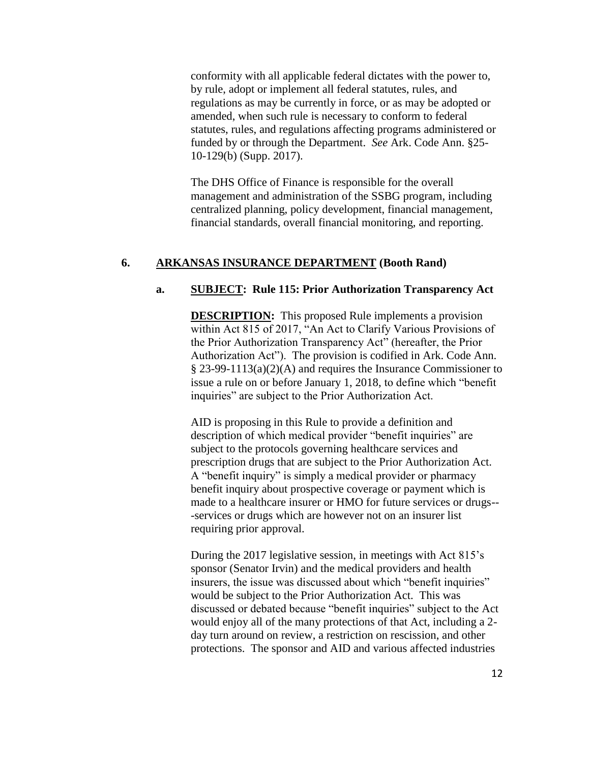conformity with all applicable federal dictates with the power to, by rule, adopt or implement all federal statutes, rules, and regulations as may be currently in force, or as may be adopted or amended, when such rule is necessary to conform to federal statutes, rules, and regulations affecting programs administered or funded by or through the Department. *See* Ark. Code Ann. §25-10-129(b) (Supp. 2017).

The DHS Office of Finance is responsible for the overall management and administration of the SSBG program, including centralized planning, policy development, financial management, financial standards, overall financial monitoring, and reporting.

### 6. <u>ARKANSAS INSURANCE DEPARTMENT</u> (Booth Rand)

#### a. <u>SUBJECT</u>: Rule 115: Prior Authorization Transparency Act

**<u>DESCRIPTION</u>:** This proposed Rule implements a provision within Act 815 of 2017, "An Act to Clarify Various Provisions of the Prior Authorization Transparency Act" (hereafter, the Prior Authorization Act"). The provision is codified in Ark. Code Ann. § 23-99-1113(a)(2)(A) and requires the Insurance Commissioner to issue a rule on or before January 1, 2018, to define which "benefit inquiries" are subject to the Prior Authorization Act.

AID is proposing in this Rule to provide a definition and description of which medical provider "benefit inquiries" are subject to the protocols governing healthcare services and prescription drugs that are subject to the Prior Authorization Act. A "benefit inquiry" is simply a medical provider or pharmacy benefit inquiry about prospective coverage or payment which is made to a healthcare insurer or HMO for future services or drugs---services or drugs which are however not on an insurer list requiring prior approval.

During the 2017 legislative session, in meetings with Act 815's sponsor (Senator Irvin) and the medical providers and health insurers, the issue was discussed about which "benefit inquiries" would be subject to the Prior Authorization Act. This was discussed or debated because "benefit inquiries" subject to the Act would enjoy all of the many protections of that Act, including a 2-day turn around on review, a restriction on rescission, and other protections. The sponsor and AID and various affected industries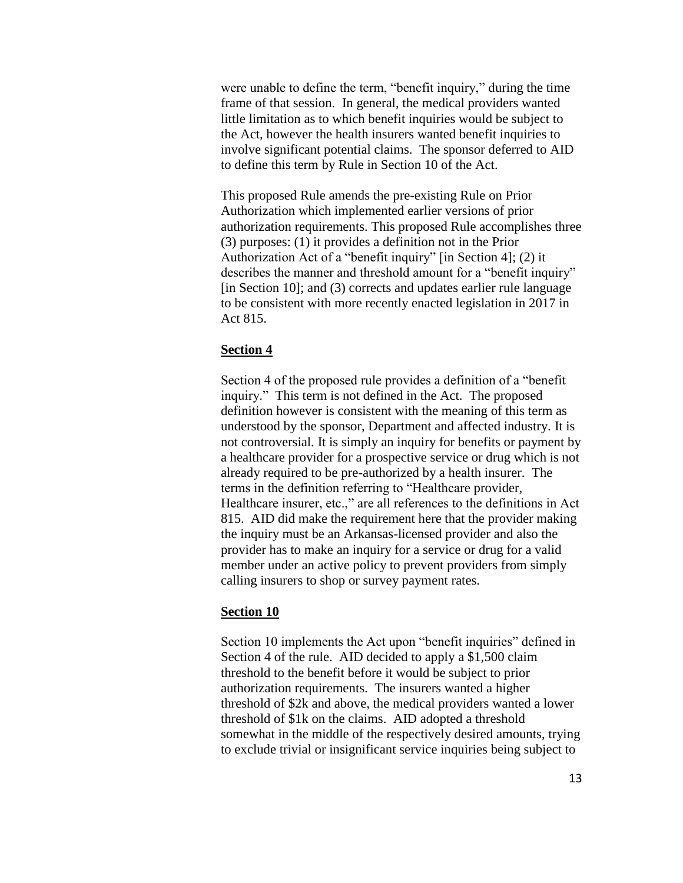were unable to define the term, "benefit inquiry," during the time frame of that session. In general, the medical providers wanted little limitation as to which benefit inquiries would be subject to the Act, however the health insurers wanted benefit inquiries to involve significant potential claims. The sponsor deferred to AID to define this term by Rule in Section 10 of the Act.

This proposed Rule amends the pre-existing Rule on Prior Authorization which implemented earlier versions of prior authorization requirements. This proposed Rule accomplishes three (3) purposes: (1) it provides a definition not in the Prior Authorization Act of a "benefit inquiry" [in Section 4]; (2) it describes the manner and threshold amount for a "benefit inquiry" [in Section 10]; and (3) corrects and updates earlier rule language to be consistent with more recently enacted legislation in 2017 in Act 815.

**Section 4**

Section 4 of the proposed rule provides a definition of a "benefit inquiry." This term is not defined in the Act. The proposed definition however is consistent with the meaning of this term as understood by the sponsor, Department and affected industry. It is not controversial. It is simply an inquiry for benefits or payment by a healthcare provider for a prospective service or drug which is not already required to be pre-authorized by a health insurer. The terms in the definition referring to "Healthcare provider, Healthcare insurer, etc.," are all references to the definitions in Act 815. AID did make the requirement here that the provider making the inquiry must be an Arkansas-licensed provider and also the provider has to make an inquiry for a service or drug for a valid member under an active policy to prevent providers from simply calling insurers to shop or survey payment rates.

**Section 10**

Section 10 implements the Act upon "benefit inquiries" defined in Section 4 of the rule. AID decided to apply a $1,500 claim threshold to the benefit before it would be subject to prior authorization requirements. The insurers wanted a higher threshold of $2k and above, the medical providers wanted a lower threshold of $1k on the claims. AID adopted a threshold somewhat in the middle of the respectively desired amounts, trying to exclude trivial or insignificant service inquiries being subject to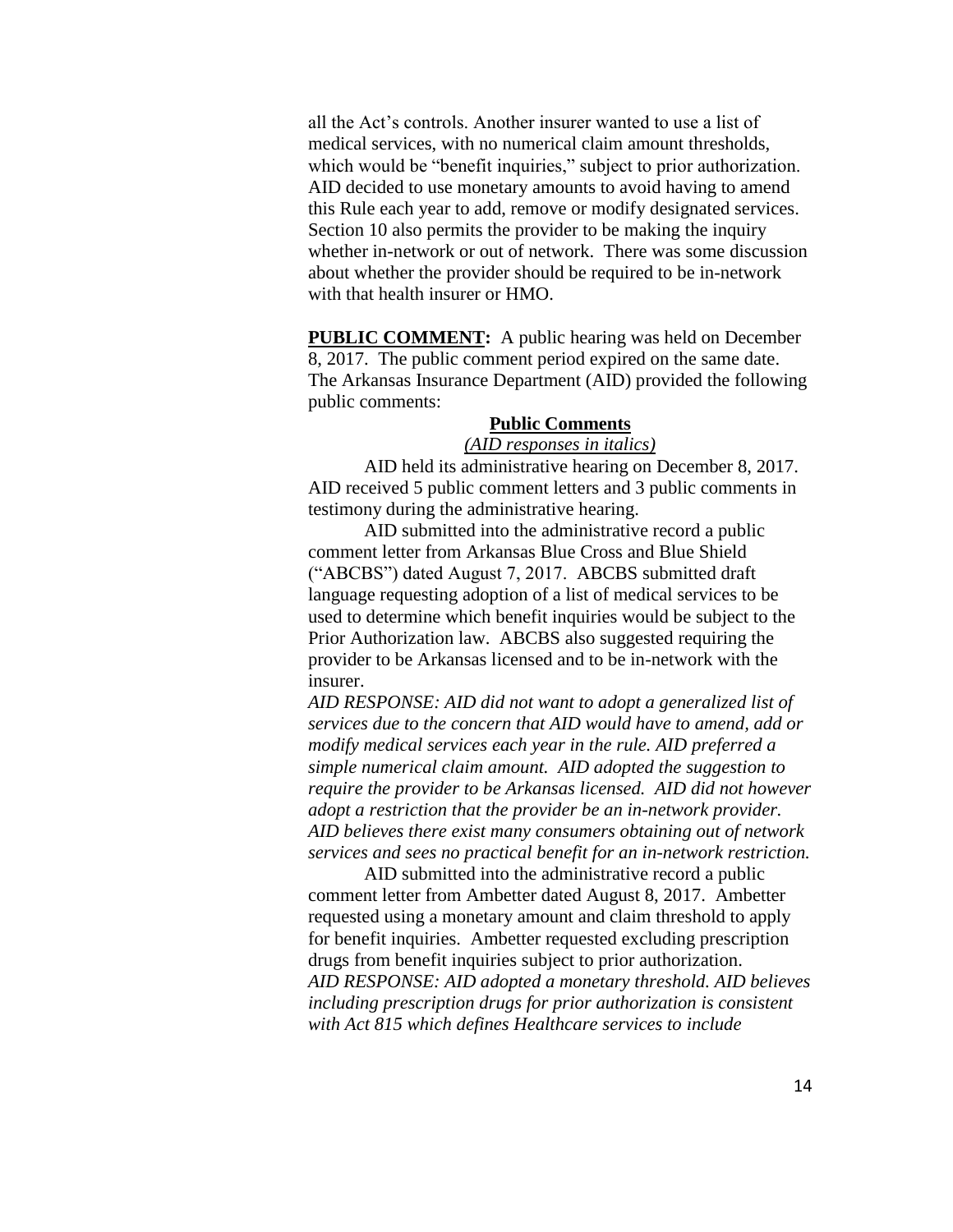all the Act's controls. Another insurer wanted to use a list of medical services, with no numerical claim amount thresholds, which would be "benefit inquiries," subject to prior authorization. AID decided to use monetary amounts to avoid having to amend this Rule each year to add, remove or modify designated services. Section 10 also permits the provider to be making the inquiry whether in-network or out of network. There was some discussion about whether the provider should be required to be in-network with that health insurer or HMO.

**PUBLIC COMMENT:** A public hearing was held on December 8, 2017. The public comment period expired on the same date. The Arkansas Insurance Department (AID) provided the following public comments:

**Public Comments**

*(AID responses in italics)*

AID held its administrative hearing on December 8, 2017. AID received 5 public comment letters and 3 public comments in testimony during the administrative hearing.

AID submitted into the administrative record a public comment letter from Arkansas Blue Cross and Blue Shield ("ABCBS") dated August 7, 2017. ABCBS submitted draft language requesting adoption of a list of medical services to be used to determine which benefit inquiries would be subject to the Prior Authorization law. ABCBS also suggested requiring the provider to be Arkansas licensed and to be in-network with the insurer.

*AID RESPONSE: AID did not want to adopt a generalized list of services due to the concern that AID would have to amend, add or modify medical services each year in the rule. AID preferred a simple numerical claim amount. AID adopted the suggestion to require the provider to be Arkansas licensed. AID did not however adopt a restriction that the provider be an in-network provider. AID believes there exist many consumers obtaining out of network services and sees no practical benefit for an in-network restriction.*

AID submitted into the administrative record a public comment letter from Ambetter dated August 8, 2017. Ambetter requested using a monetary amount and claim threshold to apply for benefit inquiries. Ambetter requested excluding prescription drugs from benefit inquiries subject to prior authorization.

*AID RESPONSE: AID adopted a monetary threshold. AID believes including prescription drugs for prior authorization is consistent with Act 815 which defines Healthcare services to include*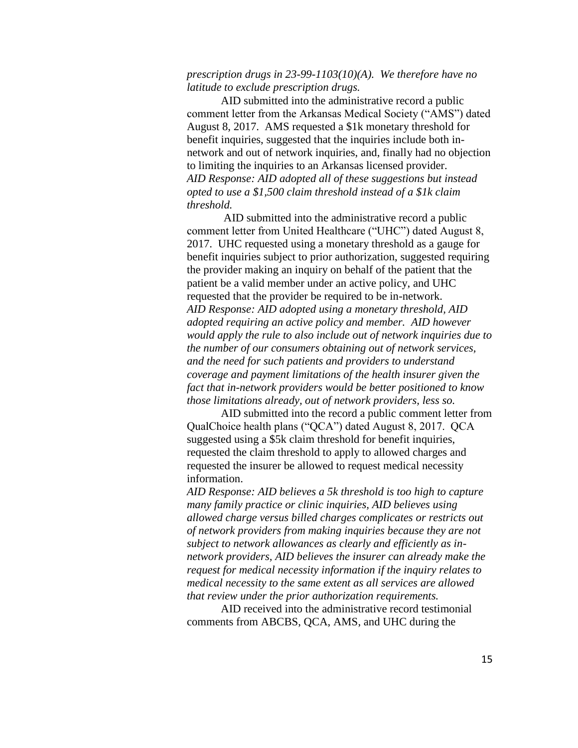*prescription drugs in 23-99-1103(10)(A). We therefore have no latitude to exclude prescription drugs.*

AID submitted into the administrative record a public comment letter from the Arkansas Medical Society ("AMS") dated August 8, 2017. AMS requested a $1k monetary threshold for benefit inquiries, suggested that the inquiries include both in-network and out of network inquiries, and, finally had no objection to limiting the inquiries to an Arkansas licensed provider.
*AID Response: AID adopted all of these suggestions but instead opted to use a $1,500 claim threshold instead of a $1k claim threshold.*

AID submitted into the administrative record a public comment letter from United Healthcare ("UHC") dated August 8, 2017. UHC requested using a monetary threshold as a gauge for benefit inquiries subject to prior authorization, suggested requiring the provider making an inquiry on behalf of the patient that the patient be a valid member under an active policy, and UHC requested that the provider be required to be in-network.
*AID Response: AID adopted using a monetary threshold, AID adopted requiring an active policy and member. AID however would apply the rule to also include out of network inquiries due to the number of our consumers obtaining out of network services, and the need for such patients and providers to understand coverage and payment limitations of the health insurer given the fact that in-network providers would be better positioned to know those limitations already, out of network providers, less so.*

AID submitted into the record a public comment letter from QualChoice health plans ("QCA") dated August 8, 2017. QCA suggested using a $5k claim threshold for benefit inquiries, requested the claim threshold to apply to allowed charges and requested the insurer be allowed to request medical necessity information.
*AID Response: AID believes a 5k threshold is too high to capture many family practice or clinic inquiries, AID believes using allowed charge versus billed charges complicates or restricts out of network providers from making inquiries because they are not subject to network allowances as clearly and efficiently as in-network providers, AID believes the insurer can already make the request for medical necessity information if the inquiry relates to medical necessity to the same extent as all services are allowed that review under the prior authorization requirements.*

AID received into the administrative record testimonial comments from ABCBS, QCA, AMS, and UHC during the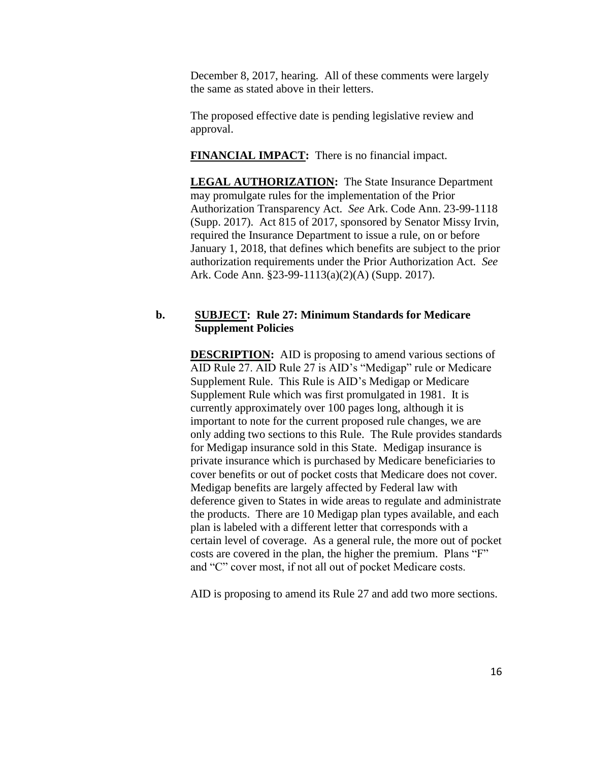December 8, 2017, hearing. All of these comments were largely the same as stated above in their letters.

The proposed effective date is pending legislative review and approval.

**FINANCIAL IMPACT:** There is no financial impact.

**LEGAL AUTHORIZATION:** The State Insurance Department may promulgate rules for the implementation of the Prior Authorization Transparency Act. *See* Ark. Code Ann. 23-99-1118 (Supp. 2017). Act 815 of 2017, sponsored by Senator Missy Irvin, required the Insurance Department to issue a rule, on or before January 1, 2018, that defines which benefits are subject to the prior authorization requirements under the Prior Authorization Act. *See* Ark. Code Ann. §23-99-1113(a)(2)(A) (Supp. 2017).

**b. SUBJECT: Rule 27: Minimum Standards for Medicare Supplement Policies**

**DESCRIPTION:** AID is proposing to amend various sections of AID Rule 27. AID Rule 27 is AID's "Medigap" rule or Medicare Supplement Rule. This Rule is AID's Medigap or Medicare Supplement Rule which was first promulgated in 1981. It is currently approximately over 100 pages long, although it is important to note for the current proposed rule changes, we are only adding two sections to this Rule. The Rule provides standards for Medigap insurance sold in this State. Medigap insurance is private insurance which is purchased by Medicare beneficiaries to cover benefits or out of pocket costs that Medicare does not cover. Medigap benefits are largely affected by Federal law with deference given to States in wide areas to regulate and administrate the products. There are 10 Medigap plan types available, and each plan is labeled with a different letter that corresponds with a certain level of coverage. As a general rule, the more out of pocket costs are covered in the plan, the higher the premium. Plans "F" and "C" cover most, if not all out of pocket Medicare costs.

AID is proposing to amend its Rule 27 and add two more sections.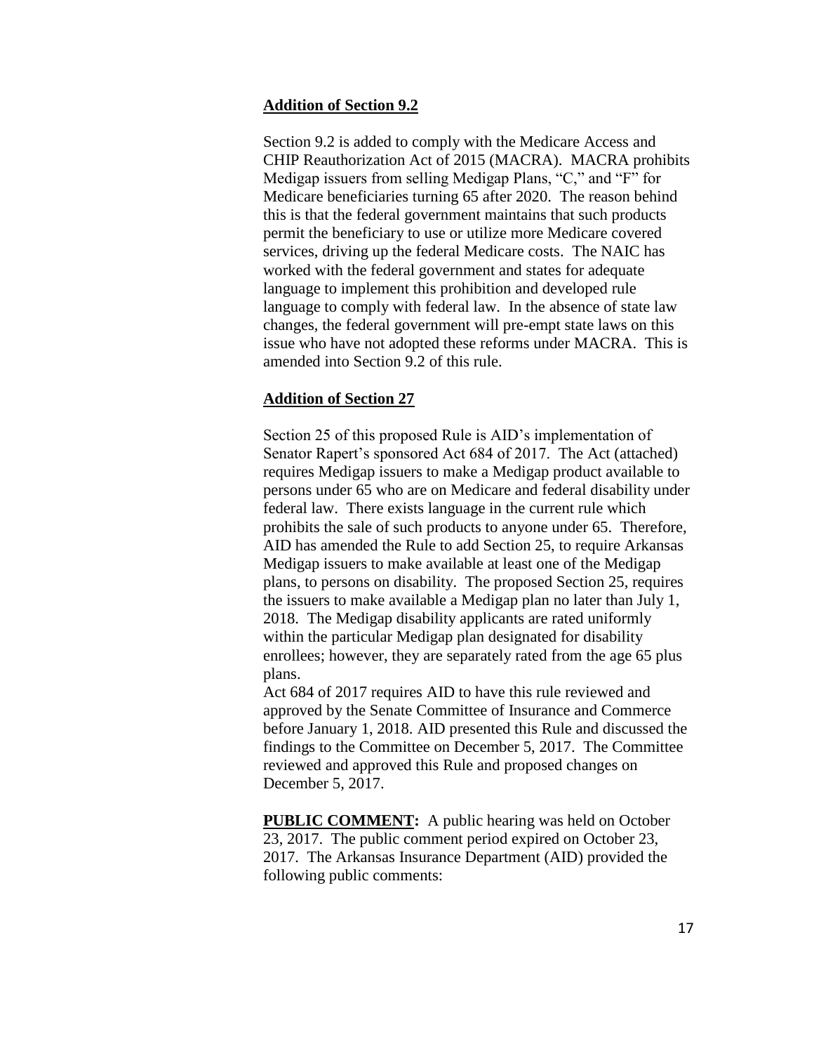**Addition of Section 9.2**

Section 9.2 is added to comply with the Medicare Access and CHIP Reauthorization Act of 2015 (MACRA). MACRA prohibits Medigap issuers from selling Medigap Plans, "C," and "F" for Medicare beneficiaries turning 65 after 2020. The reason behind this is that the federal government maintains that such products permit the beneficiary to use or utilize more Medicare covered services, driving up the federal Medicare costs. The NAIC has worked with the federal government and states for adequate language to implement this prohibition and developed rule language to comply with federal law. In the absence of state law changes, the federal government will pre-empt state laws on this issue who have not adopted these reforms under MACRA. This is amended into Section 9.2 of this rule.

**Addition of Section 27**

Section 25 of this proposed Rule is AID's implementation of Senator Rapert's sponsored Act 684 of 2017. The Act (attached) requires Medigap issuers to make a Medigap product available to persons under 65 who are on Medicare and federal disability under federal law. There exists language in the current rule which prohibits the sale of such products to anyone under 65. Therefore, AID has amended the Rule to add Section 25, to require Arkansas Medigap issuers to make available at least one of the Medigap plans, to persons on disability. The proposed Section 25, requires the issuers to make available a Medigap plan no later than July 1, 2018. The Medigap disability applicants are rated uniformly within the particular Medigap plan designated for disability enrollees; however, they are separately rated from the age 65 plus plans.

Act 684 of 2017 requires AID to have this rule reviewed and approved by the Senate Committee of Insurance and Commerce before January 1, 2018. AID presented this Rule and discussed the findings to the Committee on December 5, 2017. The Committee reviewed and approved this Rule and proposed changes on December 5, 2017.

**PUBLIC COMMENT:** A public hearing was held on October 23, 2017. The public comment period expired on October 23, 2017. The Arkansas Insurance Department (AID) provided the following public comments: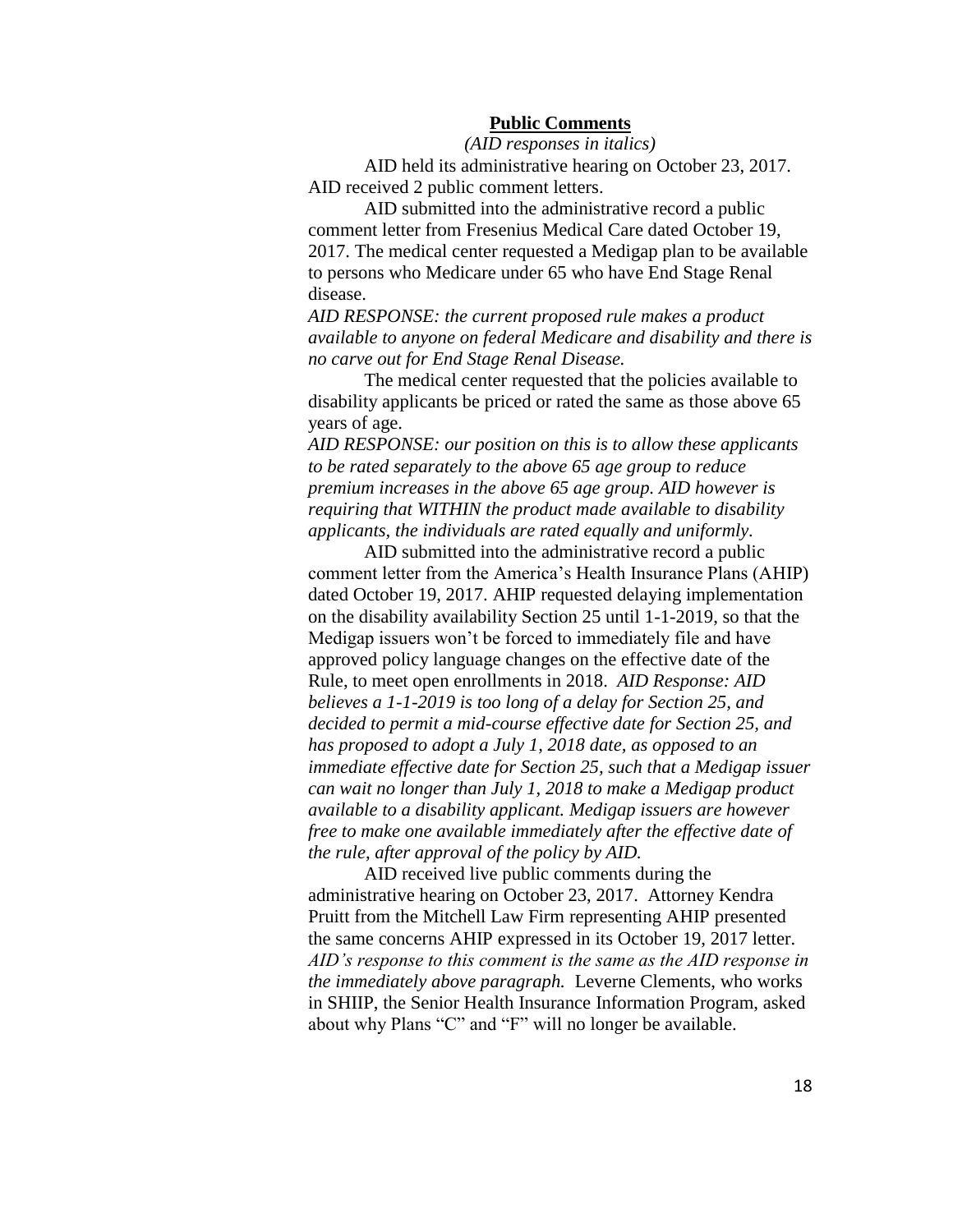**Public Comments**

*(AID responses in italics)*

AID held its administrative hearing on October 23, 2017. AID received 2 public comment letters.

AID submitted into the administrative record a public comment letter from Fresenius Medical Care dated October 19, 2017. The medical center requested a Medigap plan to be available to persons who Medicare under 65 who have End Stage Renal disease.

*AID RESPONSE: the current proposed rule makes a product available to anyone on federal Medicare and disability and there is no carve out for End Stage Renal Disease.*

The medical center requested that the policies available to disability applicants be priced or rated the same as those above 65 years of age.

*AID RESPONSE: our position on this is to allow these applicants to be rated separately to the above 65 age group to reduce premium increases in the above 65 age group. AID however is requiring that WITHIN the product made available to disability applicants, the individuals are rated equally and uniformly.*

AID submitted into the administrative record a public comment letter from the America's Health Insurance Plans (AHIP) dated October 19, 2017. AHIP requested delaying implementation on the disability availability Section 25 until 1-1-2019, so that the Medigap issuers won't be forced to immediately file and have approved policy language changes on the effective date of the Rule, to meet open enrollments in 2018. *AID Response: AID believes a 1-1-2019 is too long of a delay for Section 25, and decided to permit a mid-course effective date for Section 25, and has proposed to adopt a July 1, 2018 date, as opposed to an immediate effective date for Section 25, such that a Medigap issuer can wait no longer than July 1, 2018 to make a Medigap product available to a disability applicant. Medigap issuers are however free to make one available immediately after the effective date of the rule, after approval of the policy by AID.*

AID received live public comments during the administrative hearing on October 23, 2017. Attorney Kendra Pruitt from the Mitchell Law Firm representing AHIP presented the same concerns AHIP expressed in its October 19, 2017 letter. *AID's response to this comment is the same as the AID response in the immediately above paragraph.* Leverne Clements, who works in SHIIP, the Senior Health Insurance Information Program, asked about why Plans "C" and "F" will no longer be available.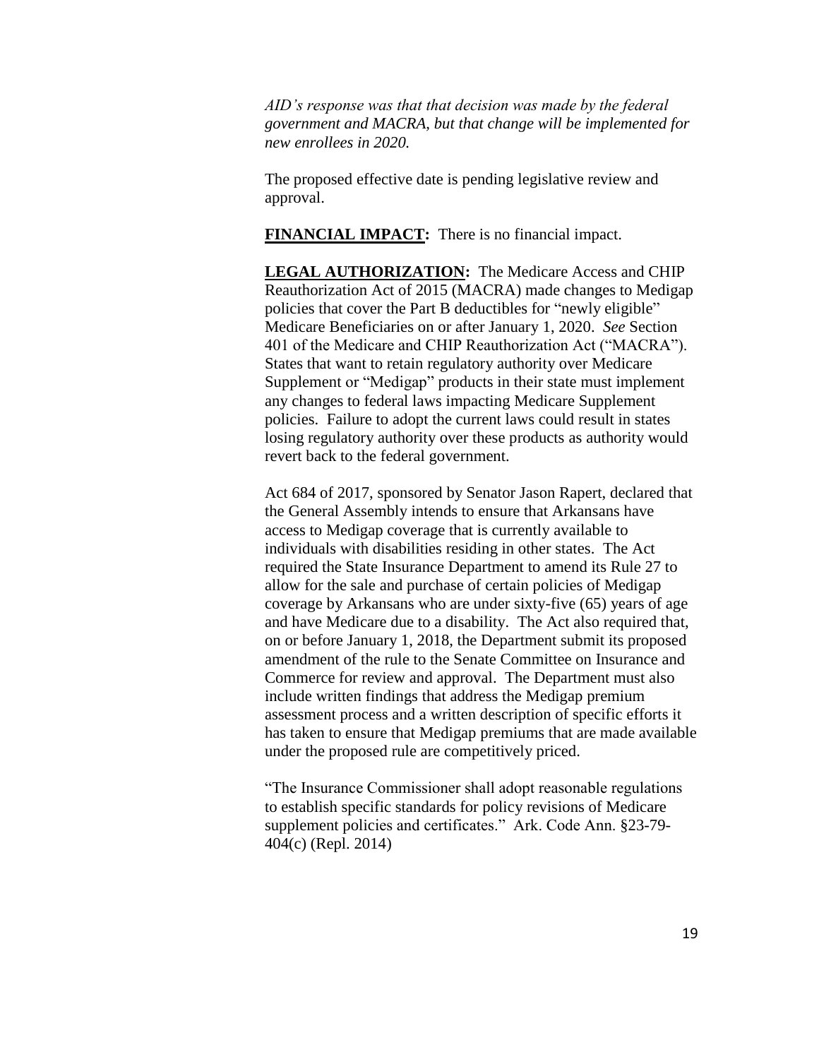*AID's response was that that decision was made by the federal government and MACRA, but that change will be implemented for new enrollees in 2020.*

The proposed effective date is pending legislative review and approval.

**FINANCIAL IMPACT:** There is no financial impact.

**LEGAL AUTHORIZATION:** The Medicare Access and CHIP Reauthorization Act of 2015 (MACRA) made changes to Medigap policies that cover the Part B deductibles for "newly eligible" Medicare Beneficiaries on or after January 1, 2020. *See* Section 401 of the Medicare and CHIP Reauthorization Act ("MACRA"). States that want to retain regulatory authority over Medicare Supplement or "Medigap" products in their state must implement any changes to federal laws impacting Medicare Supplement policies. Failure to adopt the current laws could result in states losing regulatory authority over these products as authority would revert back to the federal government.

Act 684 of 2017, sponsored by Senator Jason Rapert, declared that the General Assembly intends to ensure that Arkansans have access to Medigap coverage that is currently available to individuals with disabilities residing in other states. The Act required the State Insurance Department to amend its Rule 27 to allow for the sale and purchase of certain policies of Medigap coverage by Arkansans who are under sixty-five (65) years of age and have Medicare due to a disability. The Act also required that, on or before January 1, 2018, the Department submit its proposed amendment of the rule to the Senate Committee on Insurance and Commerce for review and approval. The Department must also include written findings that address the Medigap premium assessment process and a written description of specific efforts it has taken to ensure that Medigap premiums that are made available under the proposed rule are competitively priced.

"The Insurance Commissioner shall adopt reasonable regulations to establish specific standards for policy revisions of Medicare supplement policies and certificates." Ark. Code Ann. §23-79-404(c) (Repl. 2014)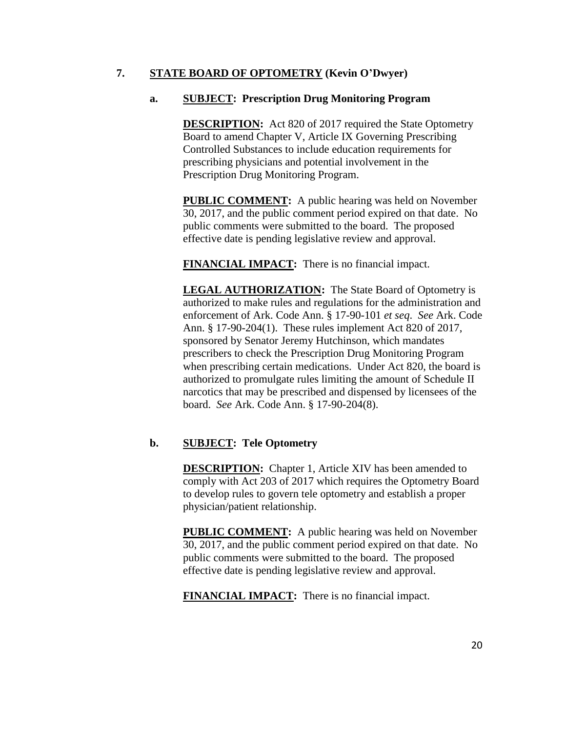## 7. **<u>STATE BOARD OF OPTOMETRY</u> (Kevin O'Dwyer)**

### a. **<u>SUBJECT</u>: Prescription Drug Monitoring Program**

**<u>DESCRIPTION</u>:** Act 820 of 2017 required the State Optometry Board to amend Chapter V, Article IX Governing Prescribing Controlled Substances to include education requirements for prescribing physicians and potential involvement in the Prescription Drug Monitoring Program.

**<u>PUBLIC COMMENT</u>:** A public hearing was held on November 30, 2017, and the public comment period expired on that date. No public comments were submitted to the board. The proposed effective date is pending legislative review and approval.

**<u>FINANCIAL IMPACT</u>:** There is no financial impact.

**<u>LEGAL AUTHORIZATION</u>:** The State Board of Optometry is authorized to make rules and regulations for the administration and enforcement of Ark. Code Ann. § 17-90-101 *et seq*. *See* Ark. Code Ann. § 17-90-204(1). These rules implement Act 820 of 2017, sponsored by Senator Jeremy Hutchinson, which mandates prescribers to check the Prescription Drug Monitoring Program when prescribing certain medications. Under Act 820, the board is authorized to promulgate rules limiting the amount of Schedule II narcotics that may be prescribed and dispensed by licensees of the board. *See* Ark. Code Ann. § 17-90-204(8).

### b. **<u>SUBJECT</u>: Tele Optometry**

**<u>DESCRIPTION</u>:** Chapter 1, Article XIV has been amended to comply with Act 203 of 2017 which requires the Optometry Board to develop rules to govern tele optometry and establish a proper physician/patient relationship.

**<u>PUBLIC COMMENT</u>:** A public hearing was held on November 30, 2017, and the public comment period expired on that date. No public comments were submitted to the board. The proposed effective date is pending legislative review and approval.

**<u>FINANCIAL IMPACT</u>:** There is no financial impact.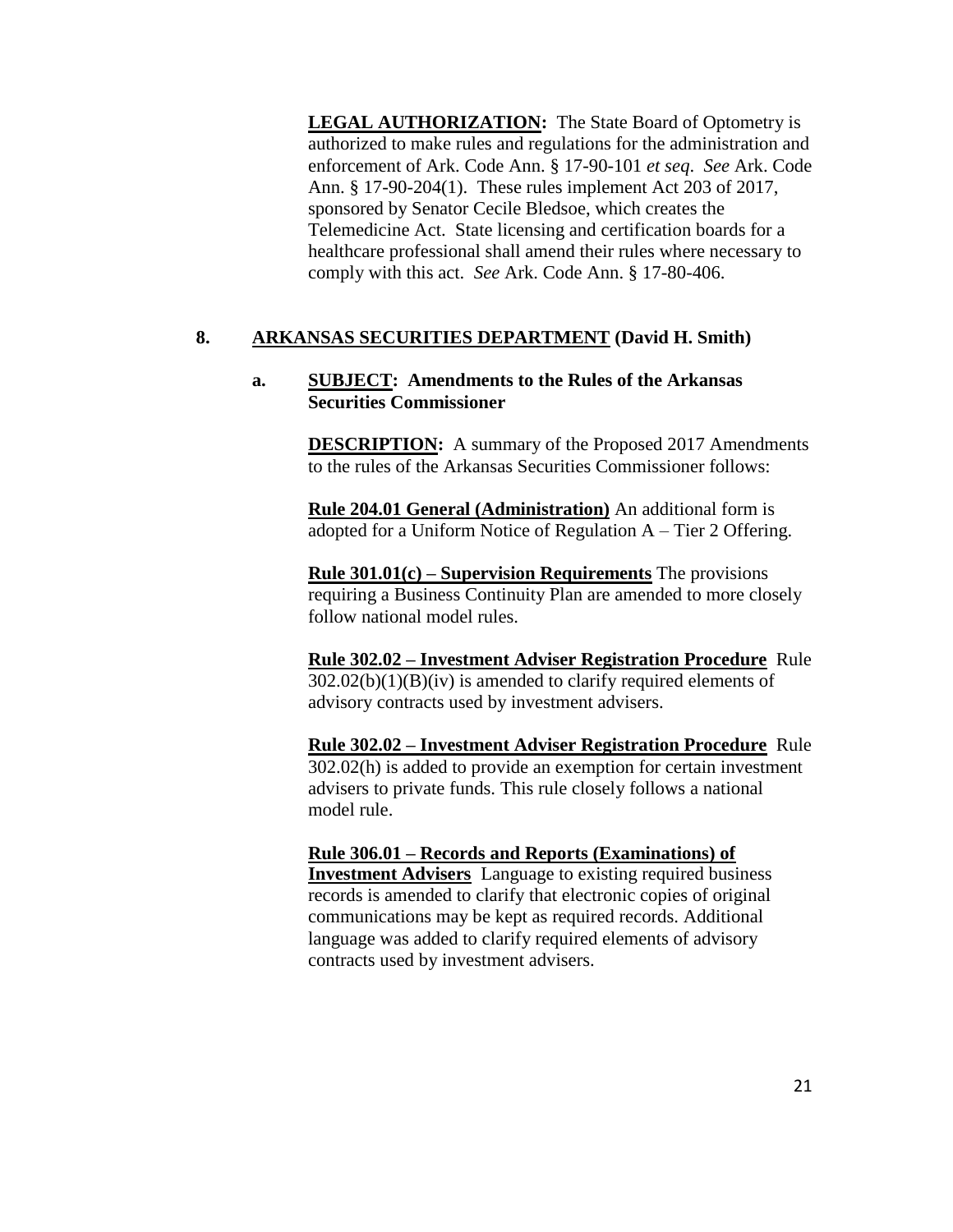**LEGAL AUTHORIZATION:** The State Board of Optometry is authorized to make rules and regulations for the administration and enforcement of Ark. Code Ann. § 17-90-101 *et seq*. *See* Ark. Code Ann. § 17-90-204(1). These rules implement Act 203 of 2017, sponsored by Senator Cecile Bledsoe, which creates the Telemedicine Act. State licensing and certification boards for a healthcare professional shall amend their rules where necessary to comply with this act. *See* Ark. Code Ann. § 17-80-406.

**8. ARKANSAS SECURITIES DEPARTMENT (David H. Smith)**

**a. SUBJECT: Amendments to the Rules of the Arkansas Securities Commissioner**

**DESCRIPTION:** A summary of the Proposed 2017 Amendments to the rules of the Arkansas Securities Commissioner follows:

**Rule 204.01 General (Administration)** An additional form is adopted for a Uniform Notice of Regulation A – Tier 2 Offering.

**Rule 301.01(c) – Supervision Requirements** The provisions requiring a Business Continuity Plan are amended to more closely follow national model rules.

**Rule 302.02 – Investment Adviser Registration Procedure** Rule 302.02(b)(1)(B)(iv) is amended to clarify required elements of advisory contracts used by investment advisers.

**Rule 302.02 – Investment Adviser Registration Procedure** Rule 302.02(h) is added to provide an exemption for certain investment advisers to private funds. This rule closely follows a national model rule.

**Rule 306.01 – Records and Reports (Examinations) of Investment Advisers** Language to existing required business records is amended to clarify that electronic copies of original communications may be kept as required records. Additional language was added to clarify required elements of advisory contracts used by investment advisers.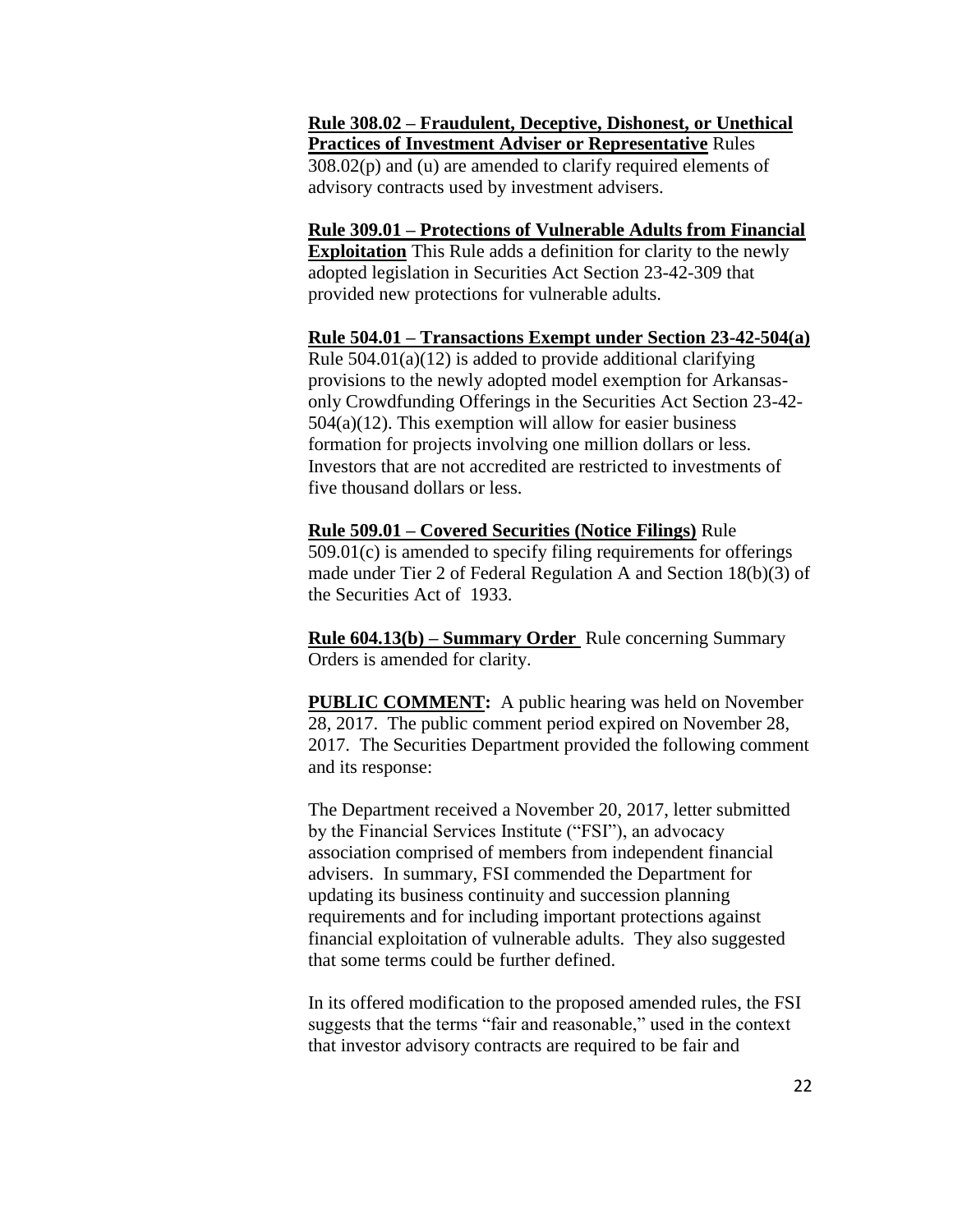**<u>Rule 308.02 – Fraudulent, Deceptive, Dishonest, or Unethical Practices of Investment Adviser or Representative</u>** Rules 308.02(p) and (u) are amended to clarify required elements of advisory contracts used by investment advisers.

**<u>Rule 309.01 – Protections of Vulnerable Adults from Financial Exploitation</u>** This Rule adds a definition for clarity to the newly adopted legislation in Securities Act Section 23-42-309 that provided new protections for vulnerable adults.

**<u>Rule 504.01 – Transactions Exempt under Section 23-42-504(a)</u>** Rule 504.01(a)(12) is added to provide additional clarifying provisions to the newly adopted model exemption for Arkansas-only Crowdfunding Offerings in the Securities Act Section 23-42-504(a)(12). This exemption will allow for easier business formation for projects involving one million dollars or less. Investors that are not accredited are restricted to investments of five thousand dollars or less.

**<u>Rule 509.01 – Covered Securities (Notice Filings)</u>** Rule 509.01(c) is amended to specify filing requirements for offerings made under Tier 2 of Federal Regulation A and Section 18(b)(3) of the Securities Act of 1933.

**<u>Rule 604.13(b) – Summary Order</u>** Rule concerning Summary Orders is amended for clarity.

**<u>PUBLIC COMMENT</u>:** A public hearing was held on November 28, 2017. The public comment period expired on November 28, 2017. The Securities Department provided the following comment and its response:

The Department received a November 20, 2017, letter submitted by the Financial Services Institute ("FSI"), an advocacy association comprised of members from independent financial advisers. In summary, FSI commended the Department for updating its business continuity and succession planning requirements and for including important protections against financial exploitation of vulnerable adults. They also suggested that some terms could be further defined.

In its offered modification to the proposed amended rules, the FSI suggests that the terms "fair and reasonable," used in the context that investor advisory contracts are required to be fair and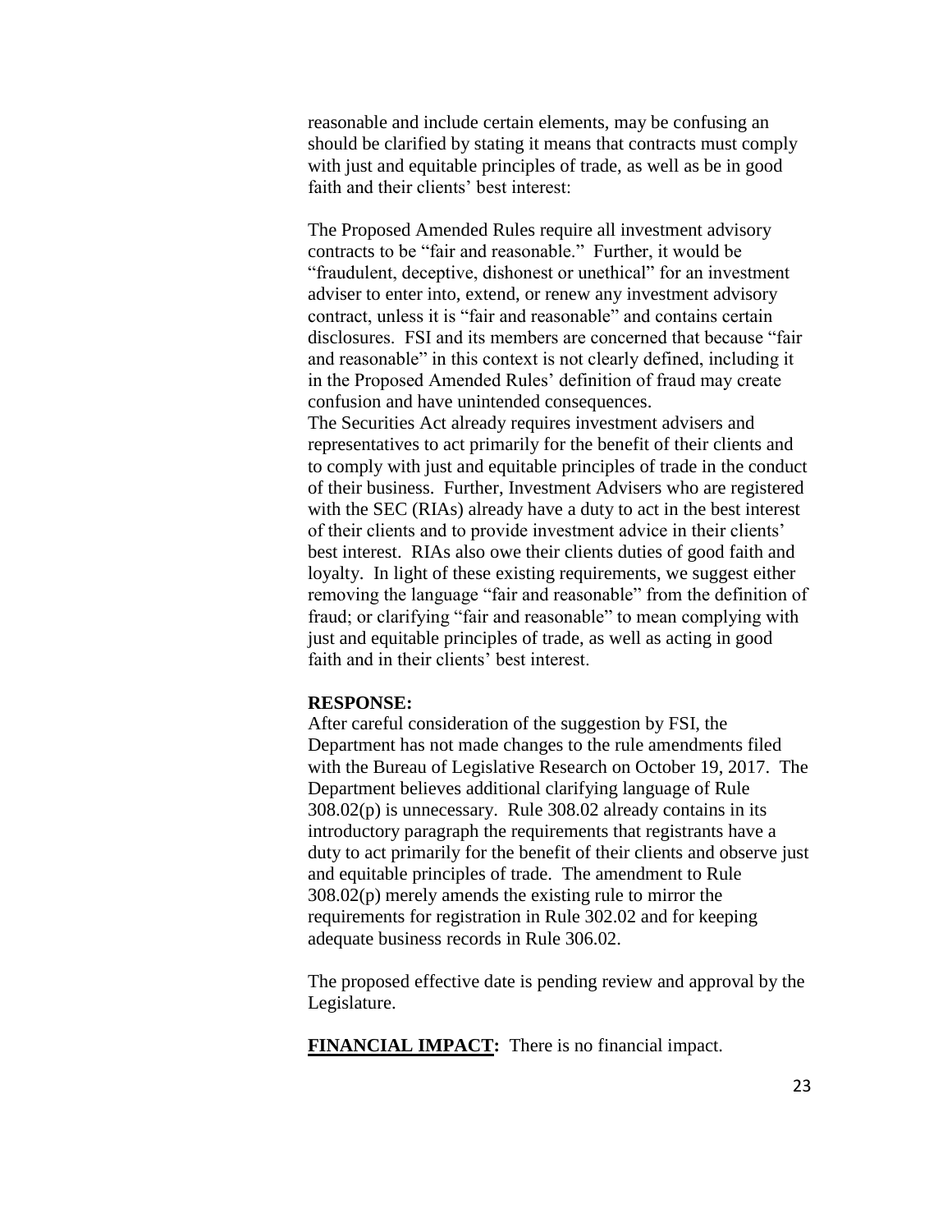reasonable and include certain elements, may be confusing an should be clarified by stating it means that contracts must comply with just and equitable principles of trade, as well as be in good faith and their clients' best interest:

The Proposed Amended Rules require all investment advisory contracts to be "fair and reasonable." Further, it would be "fraudulent, deceptive, dishonest or unethical" for an investment adviser to enter into, extend, or renew any investment advisory contract, unless it is "fair and reasonable" and contains certain disclosures. FSI and its members are concerned that because "fair and reasonable" in this context is not clearly defined, including it in the Proposed Amended Rules' definition of fraud may create confusion and have unintended consequences.
The Securities Act already requires investment advisers and representatives to act primarily for the benefit of their clients and to comply with just and equitable principles of trade in the conduct of their business. Further, Investment Advisers who are registered with the SEC (RIAs) already have a duty to act in the best interest of their clients and to provide investment advice in their clients' best interest. RIAs also owe their clients duties of good faith and loyalty. In light of these existing requirements, we suggest either removing the language "fair and reasonable" from the definition of fraud; or clarifying "fair and reasonable" to mean complying with just and equitable principles of trade, as well as acting in good faith and in their clients' best interest.

**RESPONSE:**
After careful consideration of the suggestion by FSI, the Department has not made changes to the rule amendments filed with the Bureau of Legislative Research on October 19, 2017. The Department believes additional clarifying language of Rule 308.02(p) is unnecessary. Rule 308.02 already contains in its introductory paragraph the requirements that registrants have a duty to act primarily for the benefit of their clients and observe just and equitable principles of trade. The amendment to Rule 308.02(p) merely amends the existing rule to mirror the requirements for registration in Rule 302.02 and for keeping adequate business records in Rule 306.02.

The proposed effective date is pending review and approval by the Legislature.

<u>**FINANCIAL IMPACT:**</u> There is no financial impact.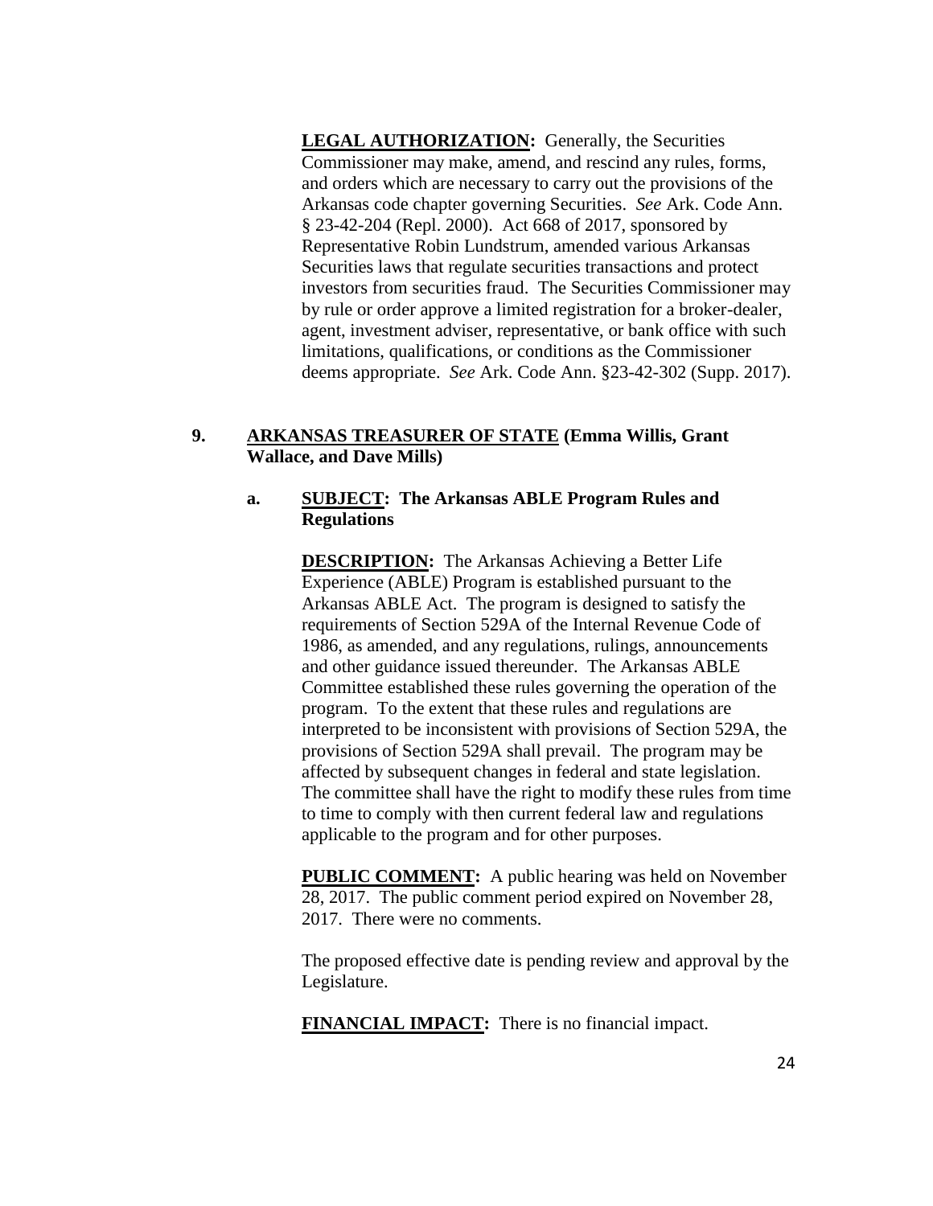**LEGAL AUTHORIZATION:** Generally, the Securities Commissioner may make, amend, and rescind any rules, forms, and orders which are necessary to carry out the provisions of the Arkansas code chapter governing Securities. *See* Ark. Code Ann. § 23-42-204 (Repl. 2000). Act 668 of 2017, sponsored by Representative Robin Lundstrum, amended various Arkansas Securities laws that regulate securities transactions and protect investors from securities fraud. The Securities Commissioner may by rule or order approve a limited registration for a broker-dealer, agent, investment adviser, representative, or bank office with such limitations, qualifications, or conditions as the Commissioner deems appropriate. *See* Ark. Code Ann. §23-42-302 (Supp. 2017).

**9. ARKANSAS TREASURER OF STATE (Emma Willis, Grant Wallace, and Dave Mills)**

**a. SUBJECT: The Arkansas ABLE Program Rules and Regulations**

**DESCRIPTION:** The Arkansas Achieving a Better Life Experience (ABLE) Program is established pursuant to the Arkansas ABLE Act. The program is designed to satisfy the requirements of Section 529A of the Internal Revenue Code of 1986, as amended, and any regulations, rulings, announcements and other guidance issued thereunder. The Arkansas ABLE Committee established these rules governing the operation of the program. To the extent that these rules and regulations are interpreted to be inconsistent with provisions of Section 529A, the provisions of Section 529A shall prevail. The program may be affected by subsequent changes in federal and state legislation. The committee shall have the right to modify these rules from time to time to comply with then current federal law and regulations applicable to the program and for other purposes.

**PUBLIC COMMENT:** A public hearing was held on November 28, 2017. The public comment period expired on November 28, 2017. There were no comments.

The proposed effective date is pending review and approval by the Legislature.

**FINANCIAL IMPACT:** There is no financial impact.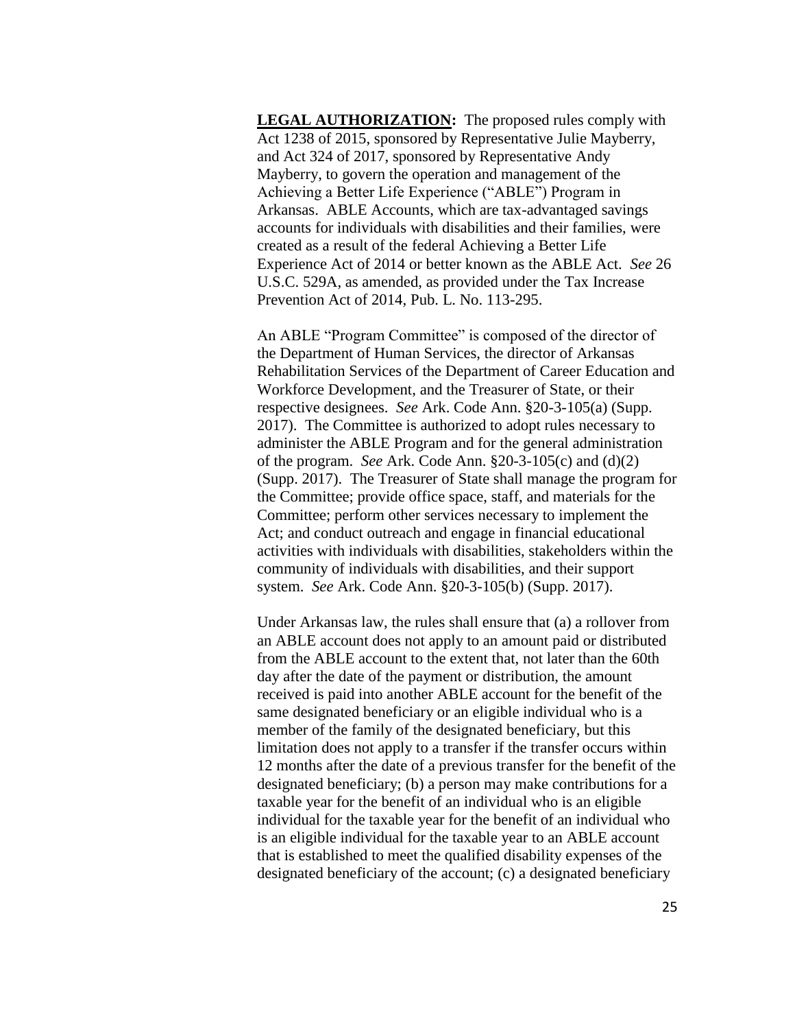**LEGAL AUTHORIZATION:** The proposed rules comply with Act 1238 of 2015, sponsored by Representative Julie Mayberry, and Act 324 of 2017, sponsored by Representative Andy Mayberry, to govern the operation and management of the Achieving a Better Life Experience ("ABLE") Program in Arkansas. ABLE Accounts, which are tax-advantaged savings accounts for individuals with disabilities and their families, were created as a result of the federal Achieving a Better Life Experience Act of 2014 or better known as the ABLE Act. *See* 26 U.S.C. 529A, as amended, as provided under the Tax Increase Prevention Act of 2014, Pub. L. No. 113-295.

An ABLE "Program Committee" is composed of the director of the Department of Human Services, the director of Arkansas Rehabilitation Services of the Department of Career Education and Workforce Development, and the Treasurer of State, or their respective designees. *See* Ark. Code Ann. §20-3-105(a) (Supp. 2017). The Committee is authorized to adopt rules necessary to administer the ABLE Program and for the general administration of the program. *See* Ark. Code Ann. §20-3-105(c) and (d)(2) (Supp. 2017). The Treasurer of State shall manage the program for the Committee; provide office space, staff, and materials for the Committee; perform other services necessary to implement the Act; and conduct outreach and engage in financial educational activities with individuals with disabilities, stakeholders within the community of individuals with disabilities, and their support system. *See* Ark. Code Ann. §20-3-105(b) (Supp. 2017).

Under Arkansas law, the rules shall ensure that (a) a rollover from an ABLE account does not apply to an amount paid or distributed from the ABLE account to the extent that, not later than the 60th day after the date of the payment or distribution, the amount received is paid into another ABLE account for the benefit of the same designated beneficiary or an eligible individual who is a member of the family of the designated beneficiary, but this limitation does not apply to a transfer if the transfer occurs within 12 months after the date of a previous transfer for the benefit of the designated beneficiary; (b) a person may make contributions for a taxable year for the benefit of an individual who is an eligible individual for the taxable year for the benefit of an individual who is an eligible individual for the taxable year to an ABLE account that is established to meet the qualified disability expenses of the designated beneficiary of the account; (c) a designated beneficiary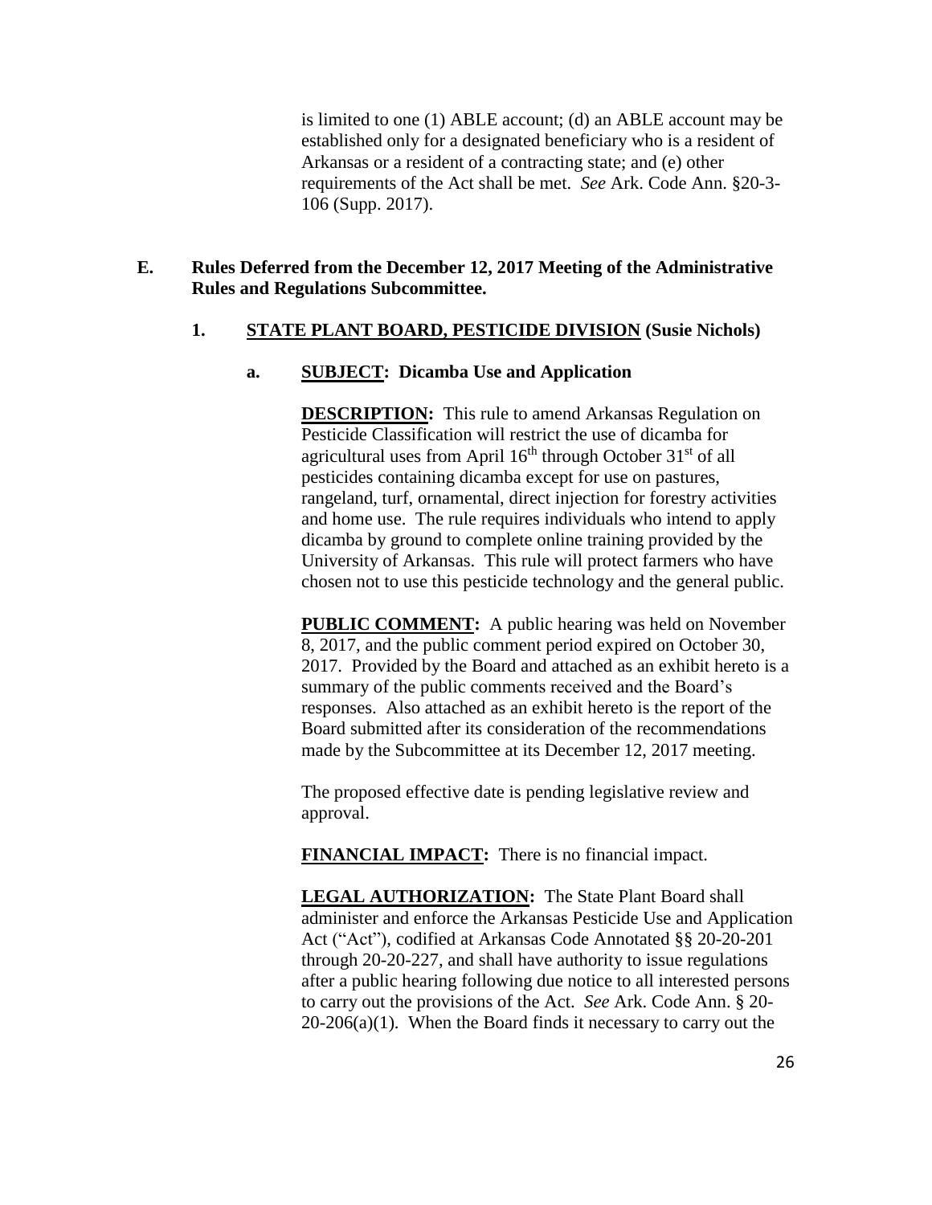is limited to one (1) ABLE account; (d) an ABLE account may be established only for a designated beneficiary who is a resident of Arkansas or a resident of a contracting state; and (e) other requirements of the Act shall be met. *See* Ark. Code Ann. §20-3-106 (Supp. 2017).

**E. Rules Deferred from the December 12, 2017 Meeting of the Administrative Rules and Regulations Subcommittee.**

**1. STATE PLANT BOARD, PESTICIDE DIVISION (Susie Nichols)**

**a. SUBJECT: Dicamba Use and Application**

**DESCRIPTION:** This rule to amend Arkansas Regulation on Pesticide Classification will restrict the use of dicamba for agricultural uses from April 16th through October 31st of all pesticides containing dicamba except for use on pastures, rangeland, turf, ornamental, direct injection for forestry activities and home use. The rule requires individuals who intend to apply dicamba by ground to complete online training provided by the University of Arkansas. This rule will protect farmers who have chosen not to use this pesticide technology and the general public.

**PUBLIC COMMENT:** A public hearing was held on November 8, 2017, and the public comment period expired on October 30, 2017. Provided by the Board and attached as an exhibit hereto is a summary of the public comments received and the Board's responses. Also attached as an exhibit hereto is the report of the Board submitted after its consideration of the recommendations made by the Subcommittee at its December 12, 2017 meeting.

The proposed effective date is pending legislative review and approval.

**FINANCIAL IMPACT:** There is no financial impact.

**LEGAL AUTHORIZATION:** The State Plant Board shall administer and enforce the Arkansas Pesticide Use and Application Act ("Act"), codified at Arkansas Code Annotated §§ 20-20-201 through 20-20-227, and shall have authority to issue regulations after a public hearing following due notice to all interested persons to carry out the provisions of the Act. *See* Ark. Code Ann. § 20-20-206(a)(1). When the Board finds it necessary to carry out the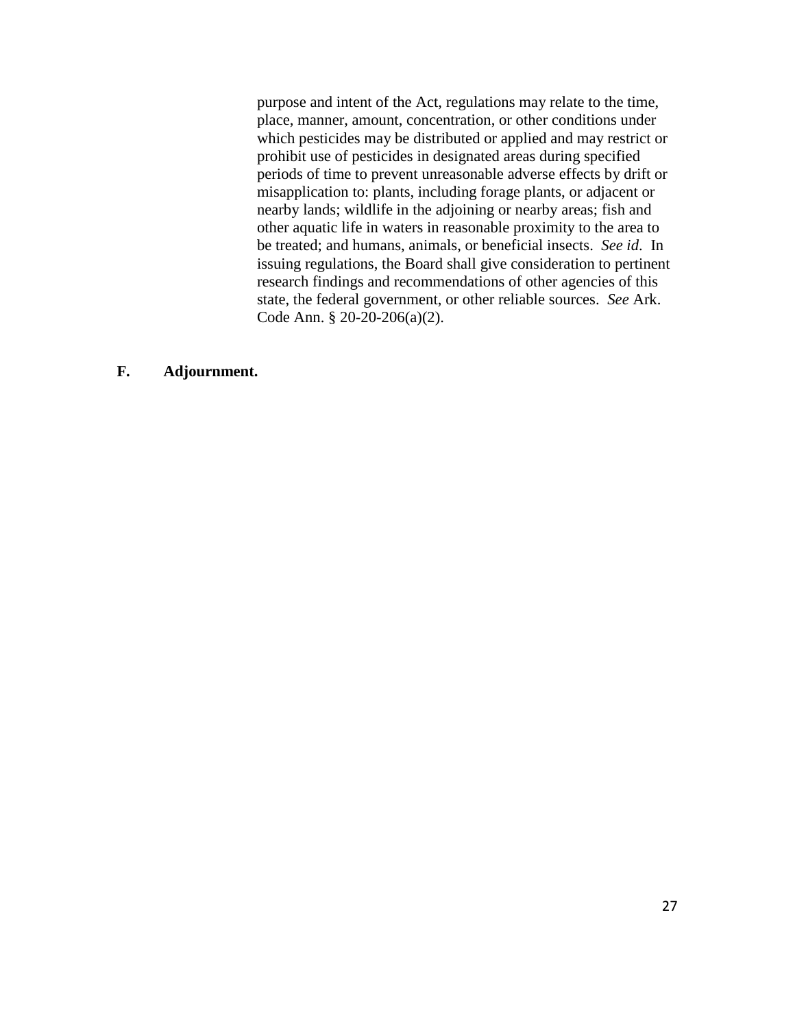purpose and intent of the Act, regulations may relate to the time, place, manner, amount, concentration, or other conditions under which pesticides may be distributed or applied and may restrict or prohibit use of pesticides in designated areas during specified periods of time to prevent unreasonable adverse effects by drift or misapplication to: plants, including forage plants, or adjacent or nearby lands; wildlife in the adjoining or nearby areas; fish and other aquatic life in waters in reasonable proximity to the area to be treated; and humans, animals, or beneficial insects. *See id*. In issuing regulations, the Board shall give consideration to pertinent research findings and recommendations of other agencies of this state, the federal government, or other reliable sources. *See* Ark. Code Ann. § 20-20-206(a)(2).

**F. Adjournment.**